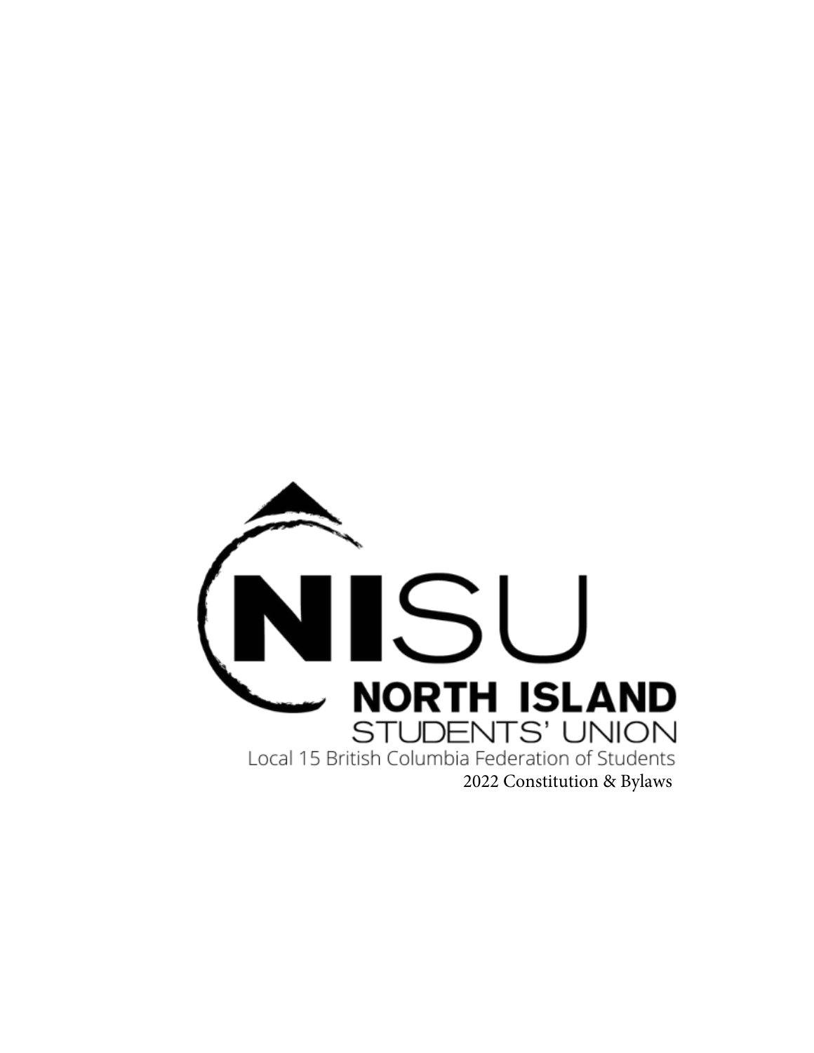# NISU

## NORTH ISLAND STUDENTS' UNION

Local 15 British Columbia Federation of Students

2022 Constitution & Bylaws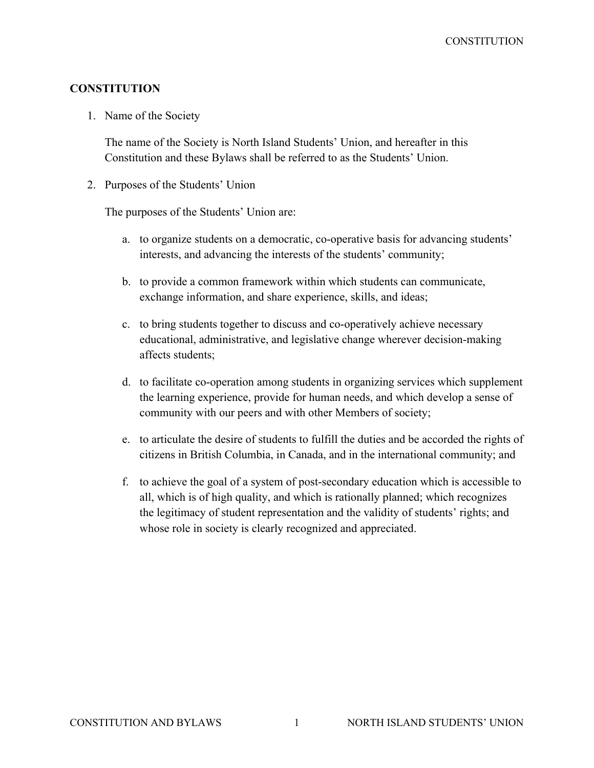# CONSTITUTION

1. Name of the Society

   The name of the Society is North Island Students' Union, and hereafter in this Constitution and these Bylaws shall be referred to as the Students' Union.

2. Purposes of the Students' Union

   The purposes of the Students' Union are:

   a. to organize students on a democratic, co-operative basis for advancing students' interests, and advancing the interests of the students' community;

   b. to provide a common framework within which students can communicate, exchange information, and share experience, skills, and ideas;

   c. to bring students together to discuss and co-operatively achieve necessary educational, administrative, and legislative change wherever decision-making affects students;

   d. to facilitate co-operation among students in organizing services which supplement the learning experience, provide for human needs, and which develop a sense of community with our peers and with other Members of society;

   e. to articulate the desire of students to fulfill the duties and be accorded the rights of citizens in British Columbia, in Canada, and in the international community; and

   f. to achieve the goal of a system of post-secondary education which is accessible to all, which is of high quality, and which is rationally planned; which recognizes the legitimacy of student representation and the validity of students' rights; and whose role in society is clearly recognized and appreciated.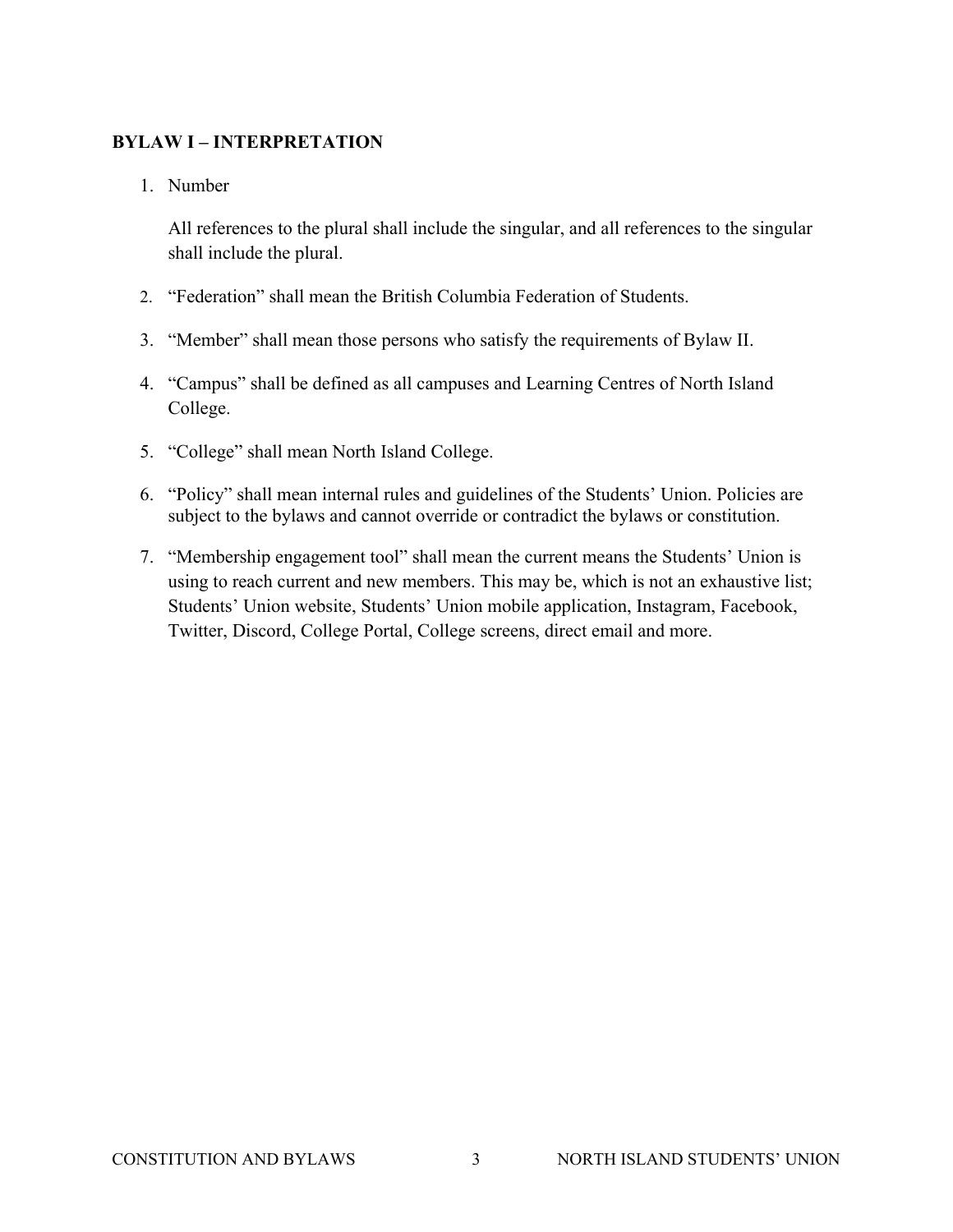## BYLAW I – INTERPRETATION

1. Number

   All references to the plural shall include the singular, and all references to the singular shall include the plural.

2. "Federation" shall mean the British Columbia Federation of Students.

3. "Member" shall mean those persons who satisfy the requirements of Bylaw II.

4. "Campus" shall be defined as all campuses and Learning Centres of North Island College.

5. "College" shall mean North Island College.

6. "Policy" shall mean internal rules and guidelines of the Students' Union. Policies are subject to the bylaws and cannot override or contradict the bylaws or constitution.

7. "Membership engagement tool" shall mean the current means the Students' Union is using to reach current and new members. This may be, which is not an exhaustive list; Students' Union website, Students' Union mobile application, Instagram, Facebook, Twitter, Discord, College Portal, College screens, direct email and more.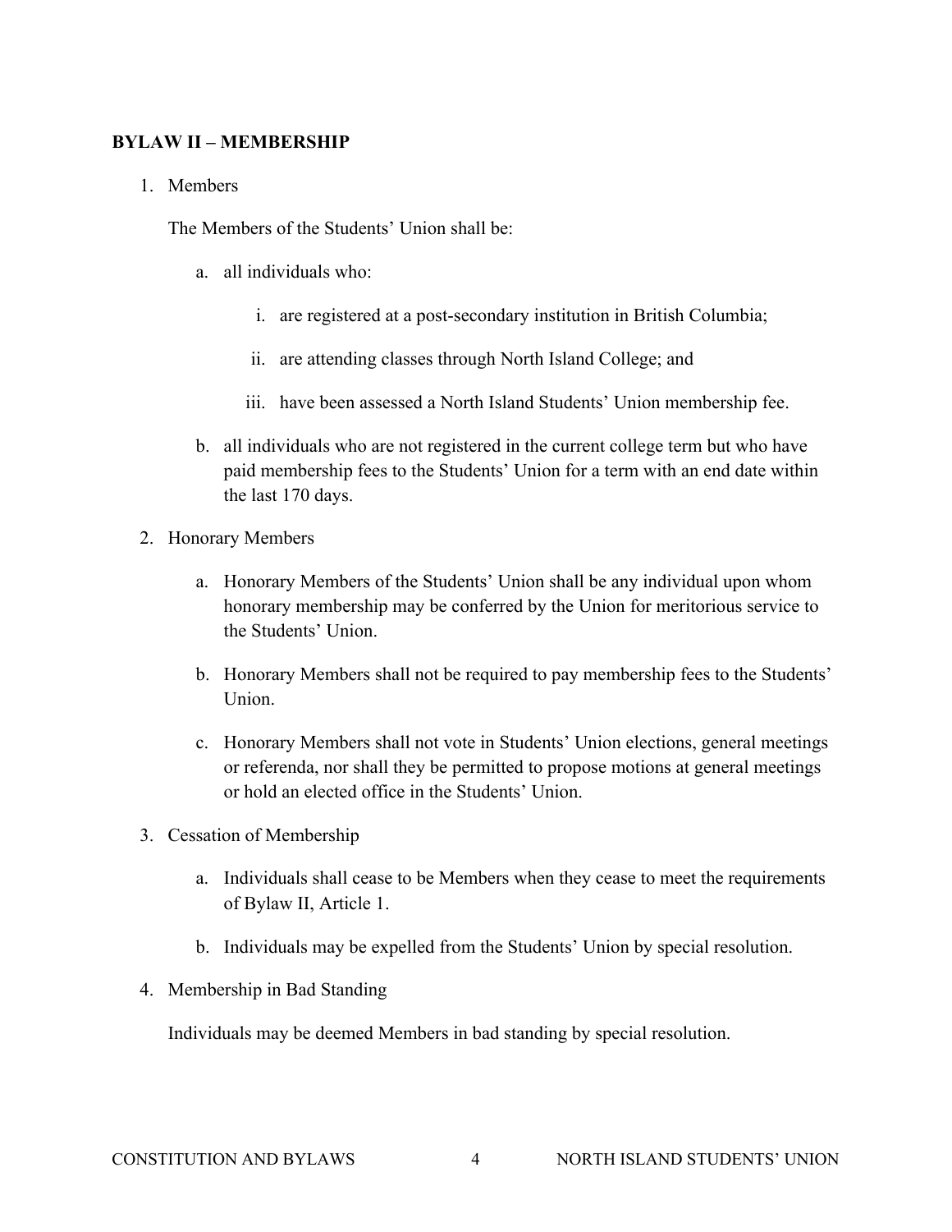## BYLAW II – MEMBERSHIP

1. Members

   The Members of the Students' Union shall be:

   a. all individuals who:

      i. are registered at a post-secondary institution in British Columbia;

      ii. are attending classes through North Island College; and

      iii. have been assessed a North Island Students' Union membership fee.

   b. all individuals who are not registered in the current college term but who have paid membership fees to the Students' Union for a term with an end date within the last 170 days.

2. Honorary Members

   a. Honorary Members of the Students' Union shall be any individual upon whom honorary membership may be conferred by the Union for meritorious service to the Students' Union.

   b. Honorary Members shall not be required to pay membership fees to the Students' Union.

   c. Honorary Members shall not vote in Students' Union elections, general meetings or referenda, nor shall they be permitted to propose motions at general meetings or hold an elected office in the Students' Union.

3. Cessation of Membership

   a. Individuals shall cease to be Members when they cease to meet the requirements of Bylaw II, Article 1.

   b. Individuals may be expelled from the Students' Union by special resolution.

4. Membership in Bad Standing

   Individuals may be deemed Members in bad standing by special resolution.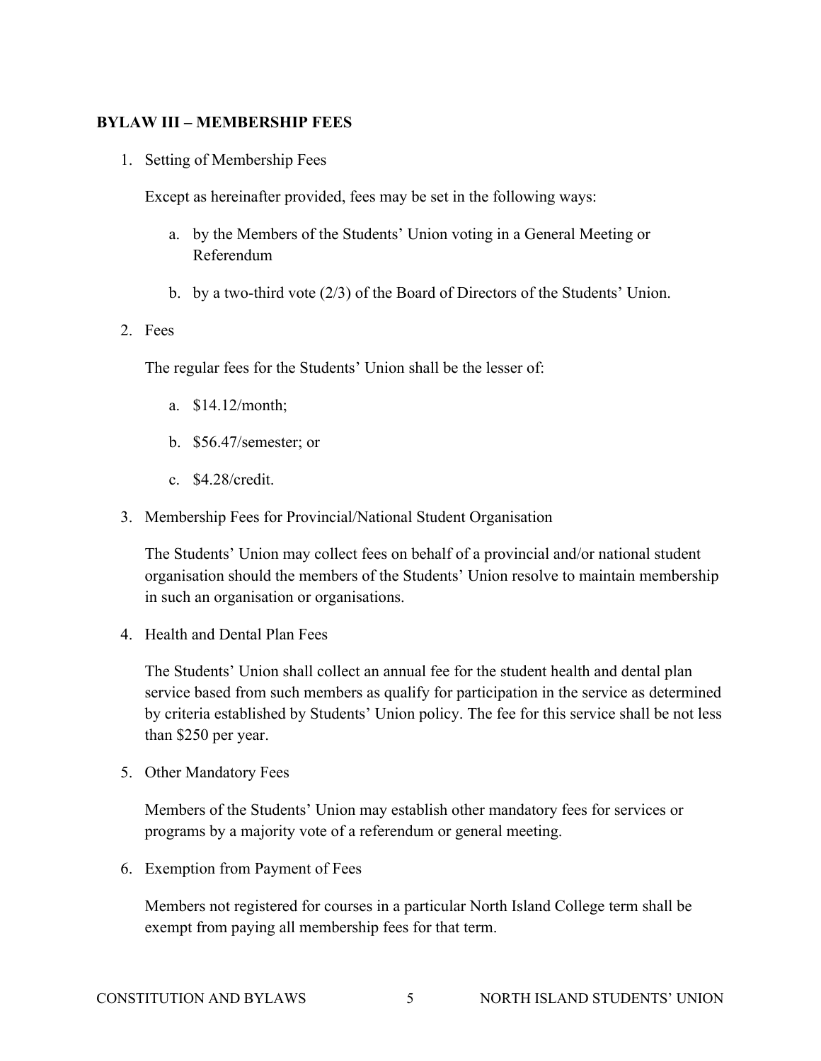**BYLAW III – MEMBERSHIP FEES**

1. Setting of Membership Fees

   Except as hereinafter provided, fees may be set in the following ways:

   a. by the Members of the Students' Union voting in a General Meeting or Referendum

   b. by a two-third vote (2/3) of the Board of Directors of the Students' Union.

2. Fees

   The regular fees for the Students' Union shall be the lesser of:

   a. $14.12/month;

   b. $56.47/semester; or

   c. $4.28/credit.

3. Membership Fees for Provincial/National Student Organisation

   The Students' Union may collect fees on behalf of a provincial and/or national student organisation should the members of the Students' Union resolve to maintain membership in such an organisation or organisations.

4. Health and Dental Plan Fees

   The Students' Union shall collect an annual fee for the student health and dental plan service based from such members as qualify for participation in the service as determined by criteria established by Students' Union policy. The fee for this service shall be not less than $250 per year.

5. Other Mandatory Fees

   Members of the Students' Union may establish other mandatory fees for services or programs by a majority vote of a referendum or general meeting.

6. Exemption from Payment of Fees

   Members not registered for courses in a particular North Island College term shall be exempt from paying all membership fees for that term.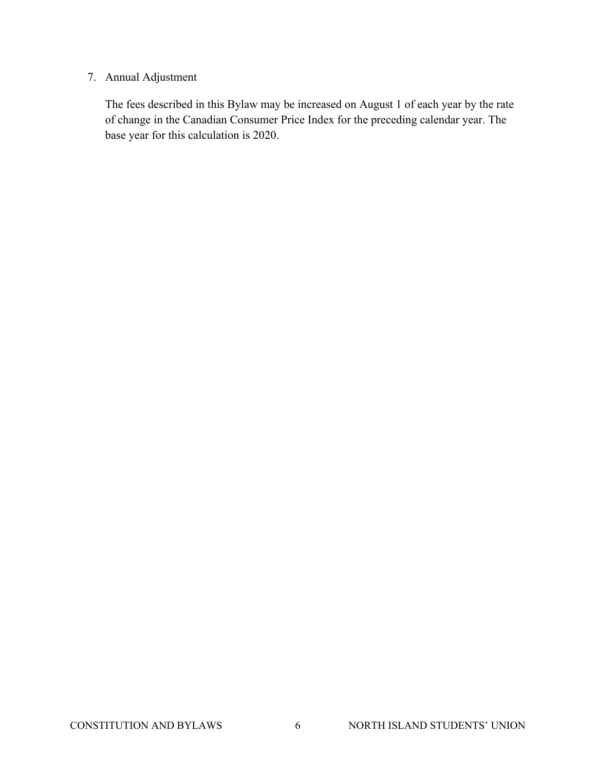7. Annual Adjustment

   The fees described in this Bylaw may be increased on August 1 of each year by the rate of change in the Canadian Consumer Price Index for the preceding calendar year. The base year for this calculation is 2020.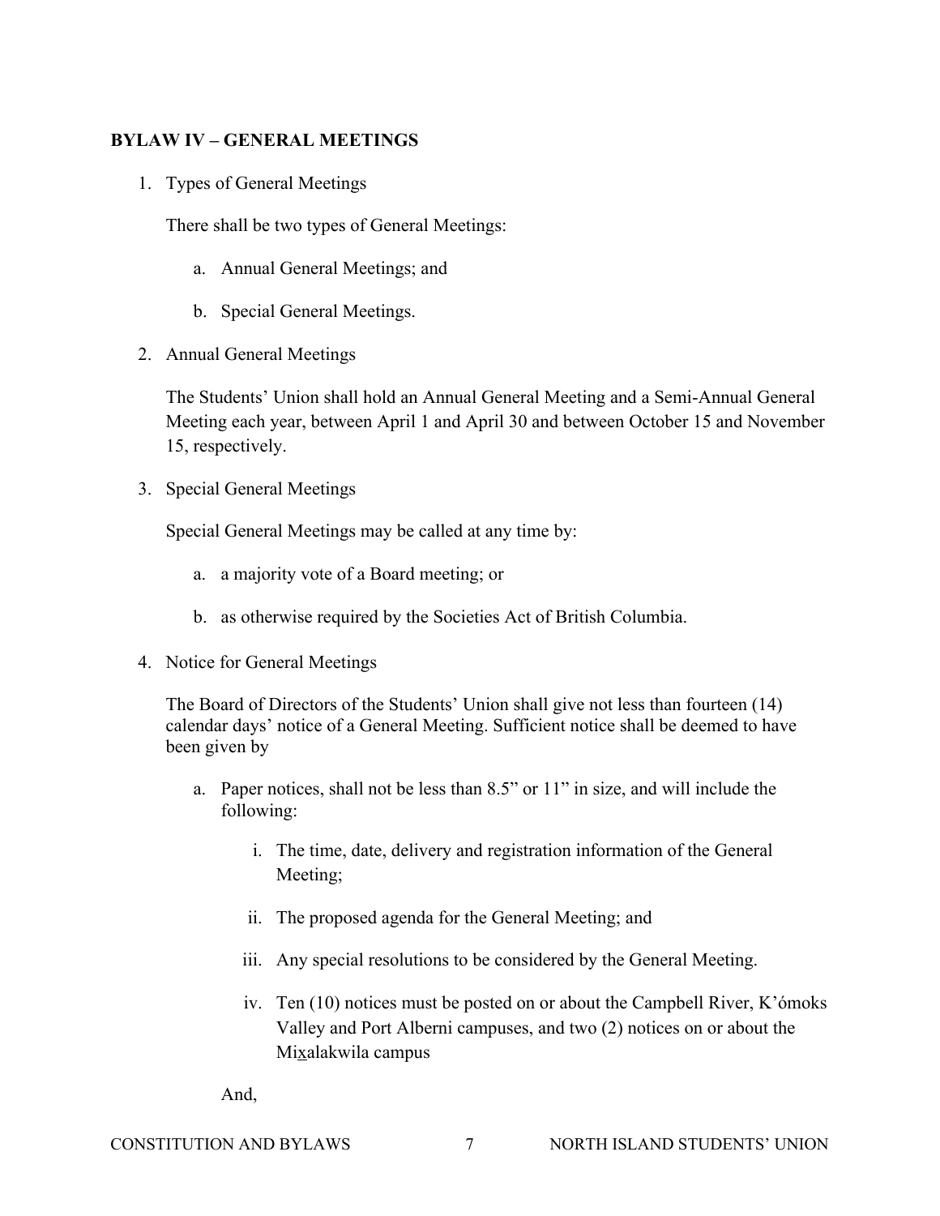**BYLAW IV – GENERAL MEETINGS**

1. Types of General Meetings

   There shall be two types of General Meetings:

   a. Annual General Meetings; and

   b. Special General Meetings.

2. Annual General Meetings

   The Students' Union shall hold an Annual General Meeting and a Semi-Annual General Meeting each year, between April 1 and April 30 and between October 15 and November 15, respectively.

3. Special General Meetings

   Special General Meetings may be called at any time by:

   a. a majority vote of a Board meeting; or

   b. as otherwise required by the Societies Act of British Columbia.

4. Notice for General Meetings

   The Board of Directors of the Students' Union shall give not less than fourteen (14) calendar days' notice of a General Meeting. Sufficient notice shall be deemed to have been given by

   a. Paper notices, shall not be less than 8.5" or 11" in size, and will include the following:

      i. The time, date, delivery and registration information of the General Meeting;

      ii. The proposed agenda for the General Meeting; and

      iii. Any special resolutions to be considered by the General Meeting.

      iv. Ten (10) notices must be posted on or about the Campbell River, K'ómoks Valley and Port Alberni campuses, and two (2) notices on or about the Mix̲alakwila campus

   And,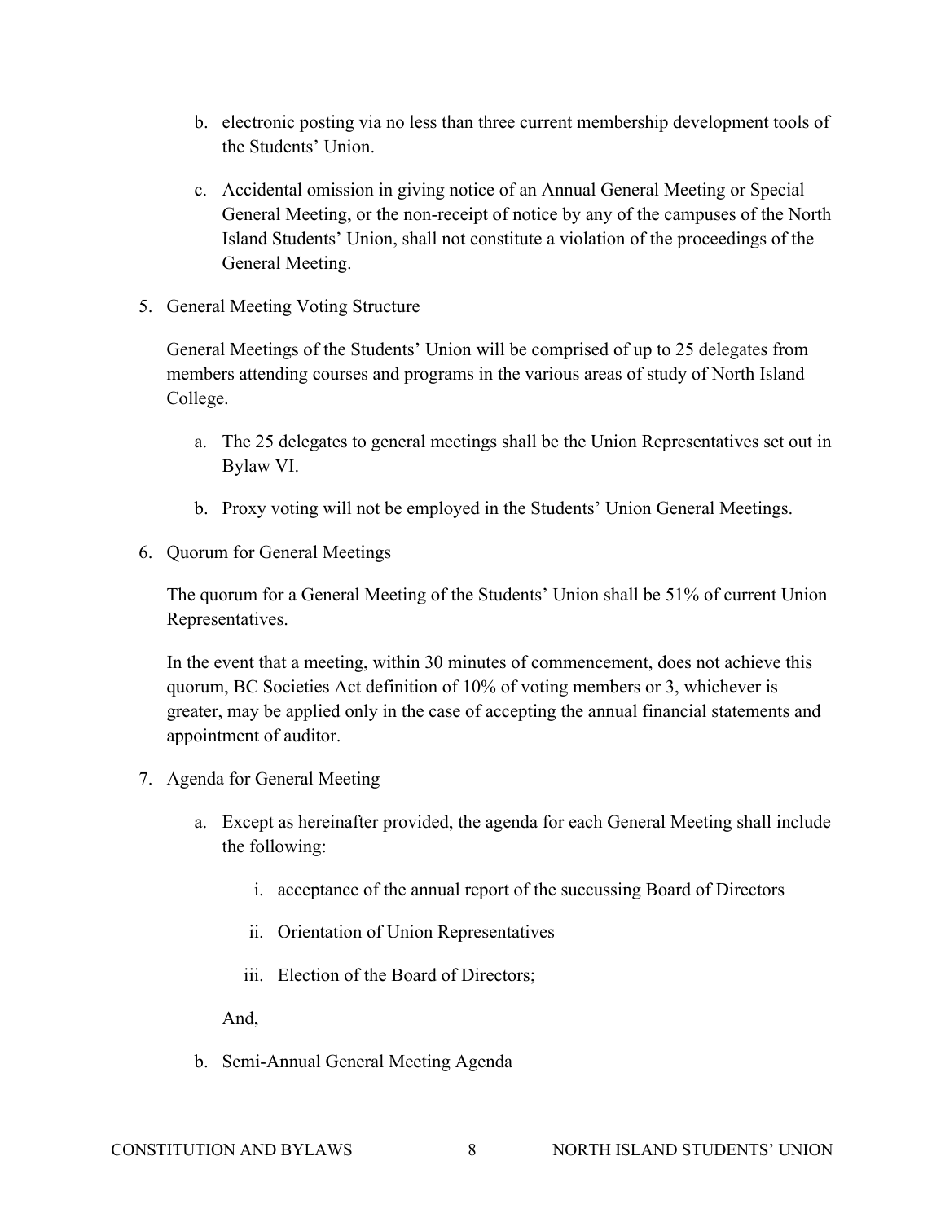b. electronic posting via no less than three current membership development tools of the Students' Union.

c. Accidental omission in giving notice of an Annual General Meeting or Special General Meeting, or the non-receipt of notice by any of the campuses of the North Island Students' Union, shall not constitute a violation of the proceedings of the General Meeting.

5. General Meeting Voting Structure

   General Meetings of the Students' Union will be comprised of up to 25 delegates from members attending courses and programs in the various areas of study of North Island College.

   a. The 25 delegates to general meetings shall be the Union Representatives set out in Bylaw VI.

   b. Proxy voting will not be employed in the Students' Union General Meetings.

6. Quorum for General Meetings

   The quorum for a General Meeting of the Students' Union shall be 51% of current Union Representatives.

   In the event that a meeting, within 30 minutes of commencement, does not achieve this quorum, BC Societies Act definition of 10% of voting members or 3, whichever is greater, may be applied only in the case of accepting the annual financial statements and appointment of auditor.

7. Agenda for General Meeting

   a. Except as hereinafter provided, the agenda for each General Meeting shall include the following:

      i. acceptance of the annual report of the succussing Board of Directors

      ii. Orientation of Union Representatives

      iii. Election of the Board of Directors;

      And,

   b. Semi-Annual General Meeting Agenda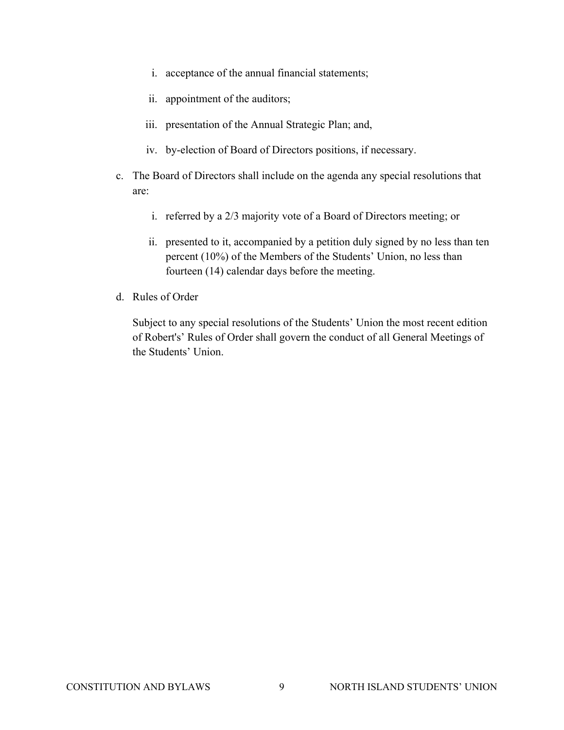i. acceptance of the annual financial statements;

   ii. appointment of the auditors;

   iii. presentation of the Annual Strategic Plan; and,

   iv. by-election of Board of Directors positions, if necessary.

c. The Board of Directors shall include on the agenda any special resolutions that are:

   i. referred by a 2/3 majority vote of a Board of Directors meeting; or

   ii. presented to it, accompanied by a petition duly signed by no less than ten percent (10%) of the Members of the Students' Union, no less than fourteen (14) calendar days before the meeting.

d. Rules of Order

   Subject to any special resolutions of the Students' Union the most recent edition of Robert's' Rules of Order shall govern the conduct of all General Meetings of the Students' Union.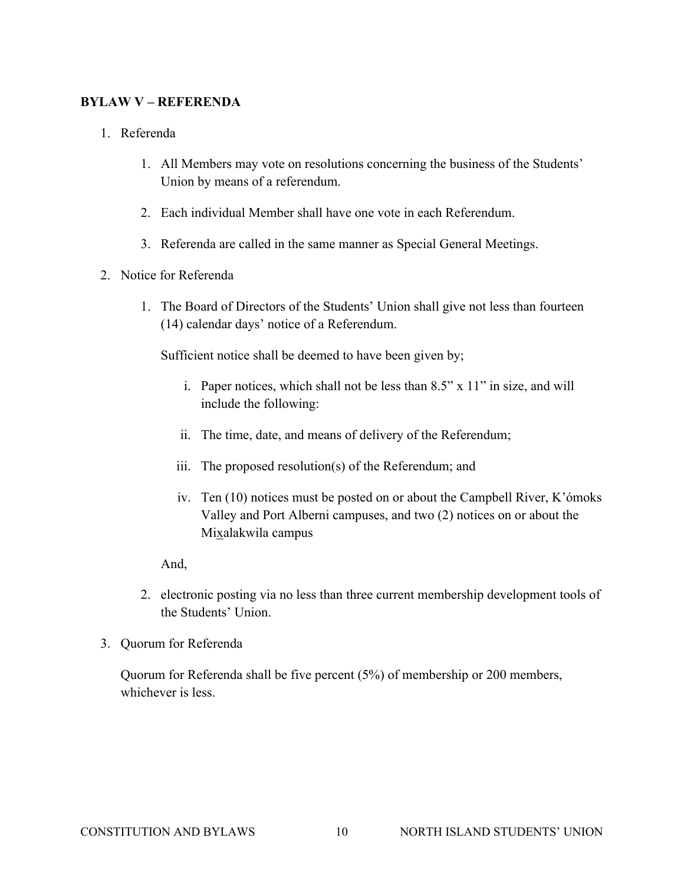**BYLAW V – REFERENDA**

1. Referenda

    1. All Members may vote on resolutions concerning the business of the Students' Union by means of a referendum.

    2. Each individual Member shall have one vote in each Referendum.

    3. Referenda are called in the same manner as Special General Meetings.

2. Notice for Referenda

    1. The Board of Directors of the Students' Union shall give not less than fourteen (14) calendar days' notice of a Referendum.

        Sufficient notice shall be deemed to have been given by;

        i. Paper notices, which shall not be less than 8.5" x 11" in size, and will include the following:

        ii. The time, date, and means of delivery of the Referendum;

        iii. The proposed resolution(s) of the Referendum; and

        iv. Ten (10) notices must be posted on or about the Campbell River, K'ómoks Valley and Port Alberni campuses, and two (2) notices on or about the Mix̲alakwila campus

        And,

    2. electronic posting via no less than three current membership development tools of the Students' Union.

3. Quorum for Referenda

    Quorum for Referenda shall be five percent (5%) of membership or 200 members, whichever is less.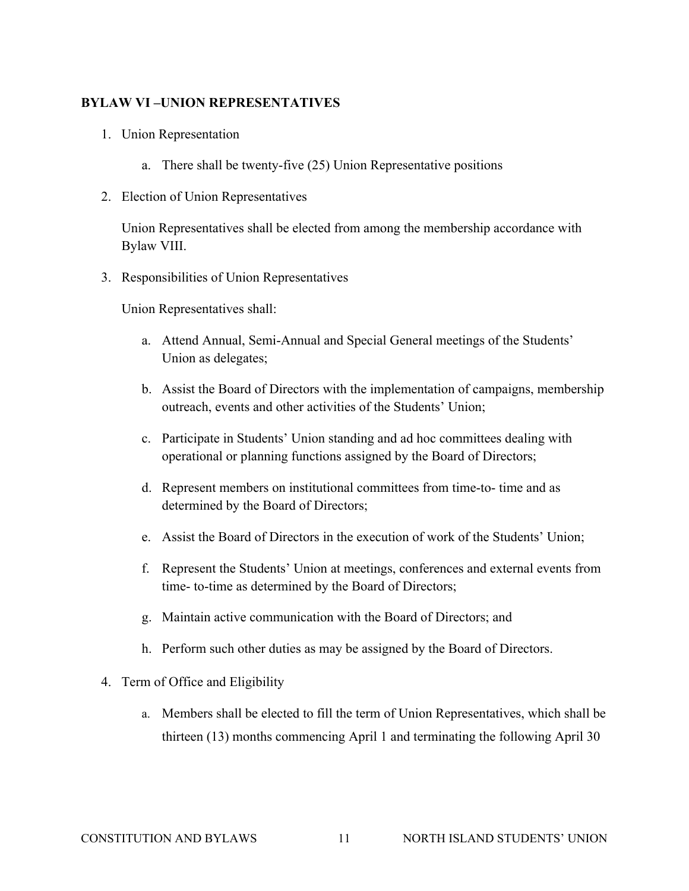**BYLAW VI –UNION REPRESENTATIVES**

1. Union Representation

    a. There shall be twenty-five (25) Union Representative positions

2. Election of Union Representatives

    Union Representatives shall be elected from among the membership accordance with Bylaw VIII.

3. Responsibilities of Union Representatives

    Union Representatives shall:

    a. Attend Annual, Semi-Annual and Special General meetings of the Students' Union as delegates;

    b. Assist the Board of Directors with the implementation of campaigns, membership outreach, events and other activities of the Students' Union;

    c. Participate in Students' Union standing and ad hoc committees dealing with operational or planning functions assigned by the Board of Directors;

    d. Represent members on institutional committees from time-to- time and as determined by the Board of Directors;

    e. Assist the Board of Directors in the execution of work of the Students' Union;

    f. Represent the Students' Union at meetings, conferences and external events from time- to-time as determined by the Board of Directors;

    g. Maintain active communication with the Board of Directors; and

    h. Perform such other duties as may be assigned by the Board of Directors.

4. Term of Office and Eligibility

    a. Members shall be elected to fill the term of Union Representatives, which shall be thirteen (13) months commencing April 1 and terminating the following April 30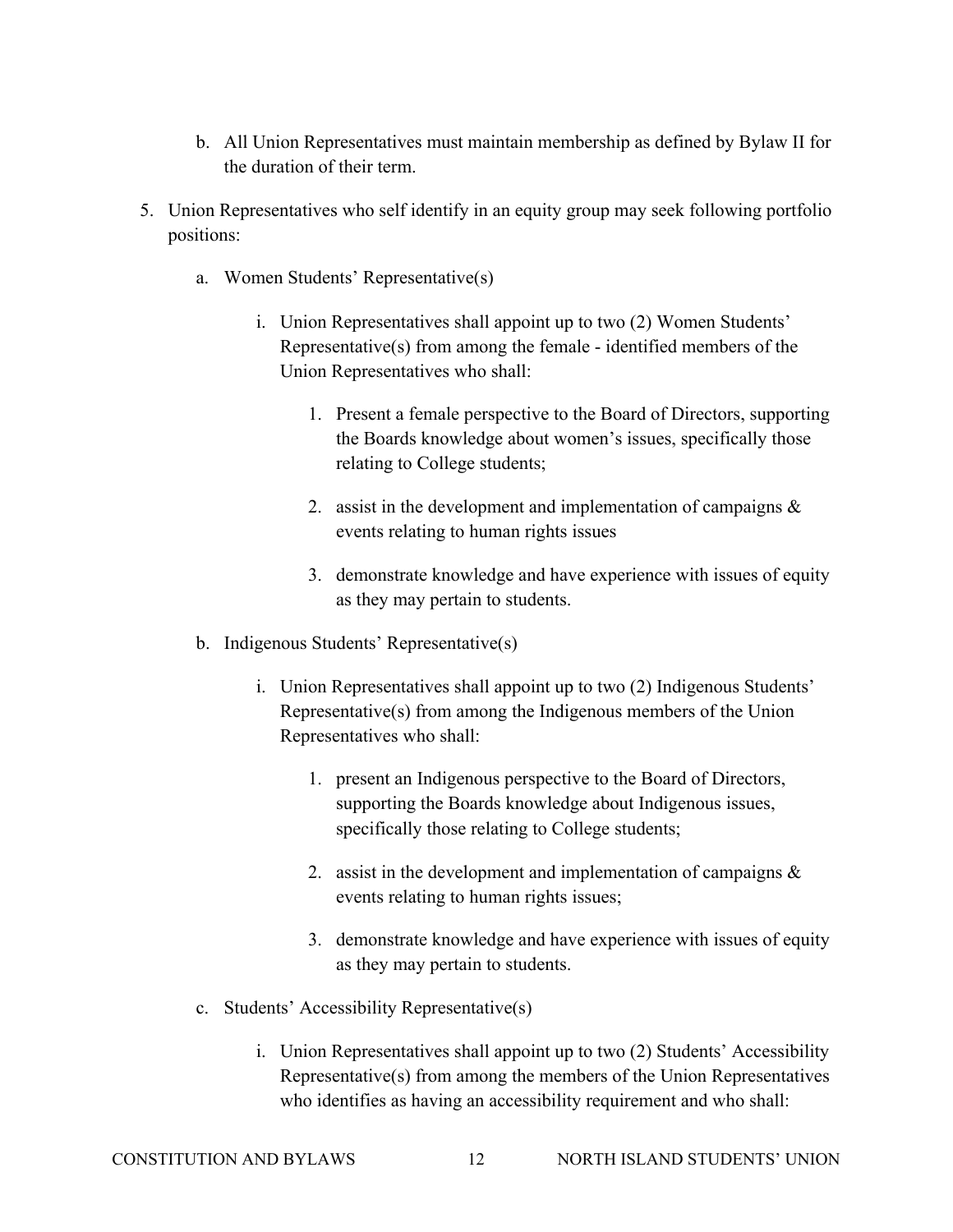b. All Union Representatives must maintain membership as defined by Bylaw II for the duration of their term.

5. Union Representatives who self identify in an equity group may seek following portfolio positions:

   a. Women Students' Representative(s)

      i. Union Representatives shall appoint up to two (2) Women Students' Representative(s) from among the female - identified members of the Union Representatives who shall:

         1. Present a female perspective to the Board of Directors, supporting the Boards knowledge about women's issues, specifically those relating to College students;

         2. assist in the development and implementation of campaigns & events relating to human rights issues

         3. demonstrate knowledge and have experience with issues of equity as they may pertain to students.

   b. Indigenous Students' Representative(s)

      i. Union Representatives shall appoint up to two (2) Indigenous Students' Representative(s) from among the Indigenous members of the Union Representatives who shall:

         1. present an Indigenous perspective to the Board of Directors, supporting the Boards knowledge about Indigenous issues, specifically those relating to College students;

         2. assist in the development and implementation of campaigns & events relating to human rights issues;

         3. demonstrate knowledge and have experience with issues of equity as they may pertain to students.

   c. Students' Accessibility Representative(s)

      i. Union Representatives shall appoint up to two (2) Students' Accessibility Representative(s) from among the members of the Union Representatives who identifies as having an accessibility requirement and who shall: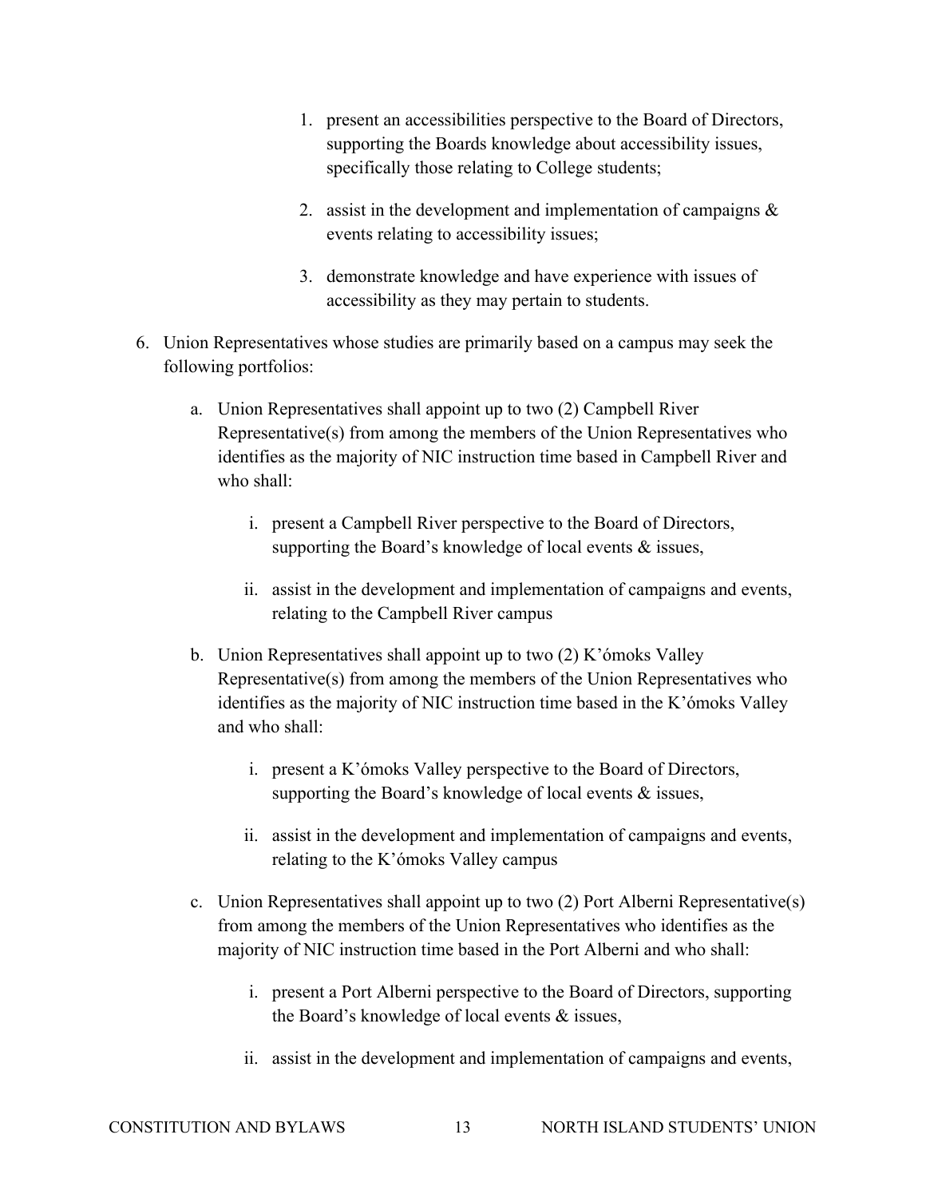1. present an accessibilities perspective to the Board of Directors, supporting the Boards knowledge about accessibility issues, specifically those relating to College students;

2. assist in the development and implementation of campaigns & events relating to accessibility issues;

3. demonstrate knowledge and have experience with issues of accessibility as they may pertain to students.

6. Union Representatives whose studies are primarily based on a campus may seek the following portfolios:

   a. Union Representatives shall appoint up to two (2) Campbell River Representative(s) from among the members of the Union Representatives who identifies as the majority of NIC instruction time based in Campbell River and who shall:

      i. present a Campbell River perspective to the Board of Directors, supporting the Board's knowledge of local events & issues,

      ii. assist in the development and implementation of campaigns and events, relating to the Campbell River campus

   b. Union Representatives shall appoint up to two (2) K'ómoks Valley Representative(s) from among the members of the Union Representatives who identifies as the majority of NIC instruction time based in the K'ómoks Valley and who shall:

      i. present a K'ómoks Valley perspective to the Board of Directors, supporting the Board's knowledge of local events & issues,

      ii. assist in the development and implementation of campaigns and events, relating to the K'ómoks Valley campus

   c. Union Representatives shall appoint up to two (2) Port Alberni Representative(s) from among the members of the Union Representatives who identifies as the majority of NIC instruction time based in the Port Alberni and who shall:

      i. present a Port Alberni perspective to the Board of Directors, supporting the Board's knowledge of local events & issues,

      ii. assist in the development and implementation of campaigns and events,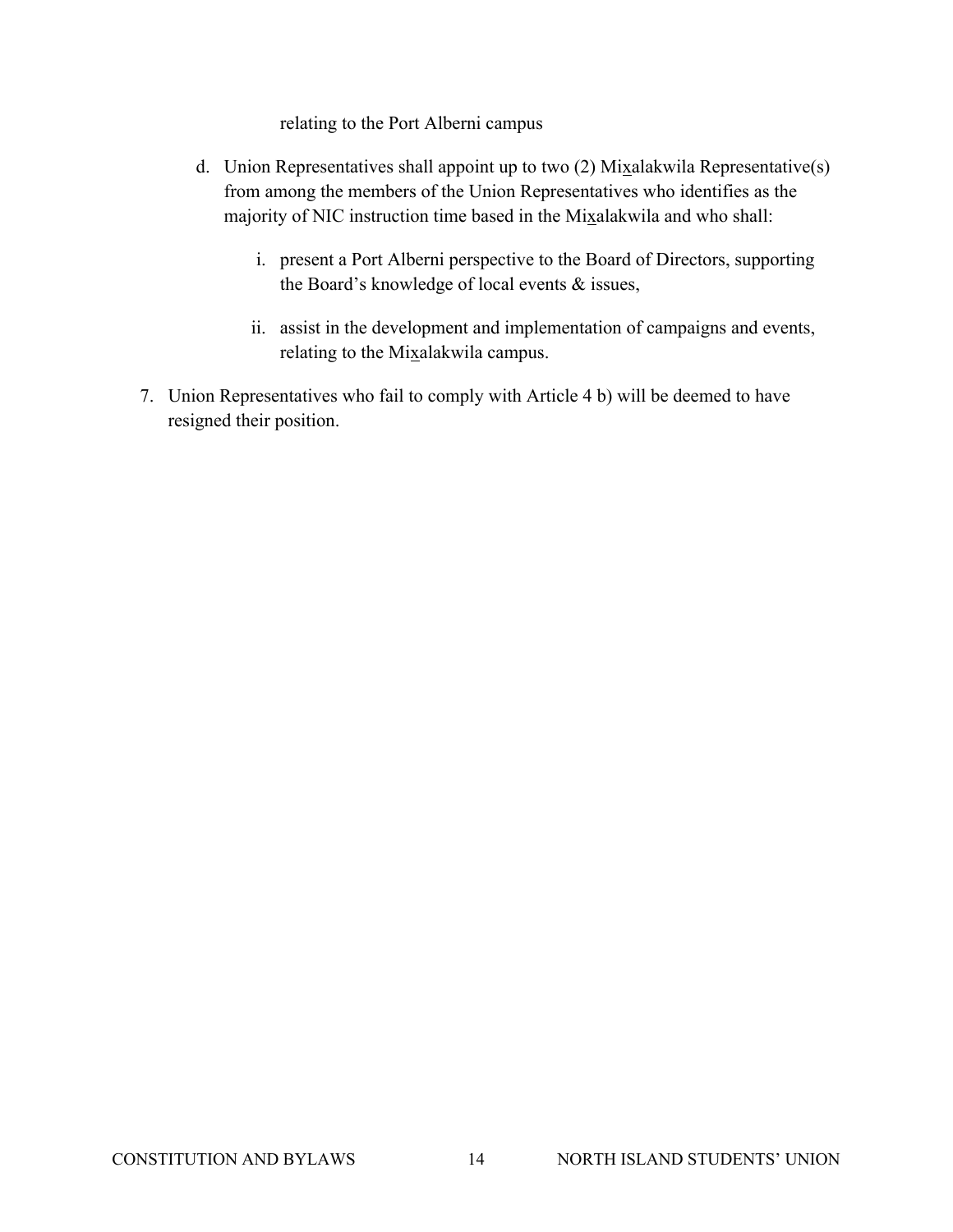relating to the Port Alberni campus

d. Union Representatives shall appoint up to two (2) Mix̲alakwila Representative(s) from among the members of the Union Representatives who identifies as the majority of NIC instruction time based in the Mix̲alakwila and who shall:

   i. present a Port Alberni perspective to the Board of Directors, supporting the Board's knowledge of local events & issues,

   ii. assist in the development and implementation of campaigns and events, relating to the Mix̲alakwila campus.

7. Union Representatives who fail to comply with Article 4 b) will be deemed to have resigned their position.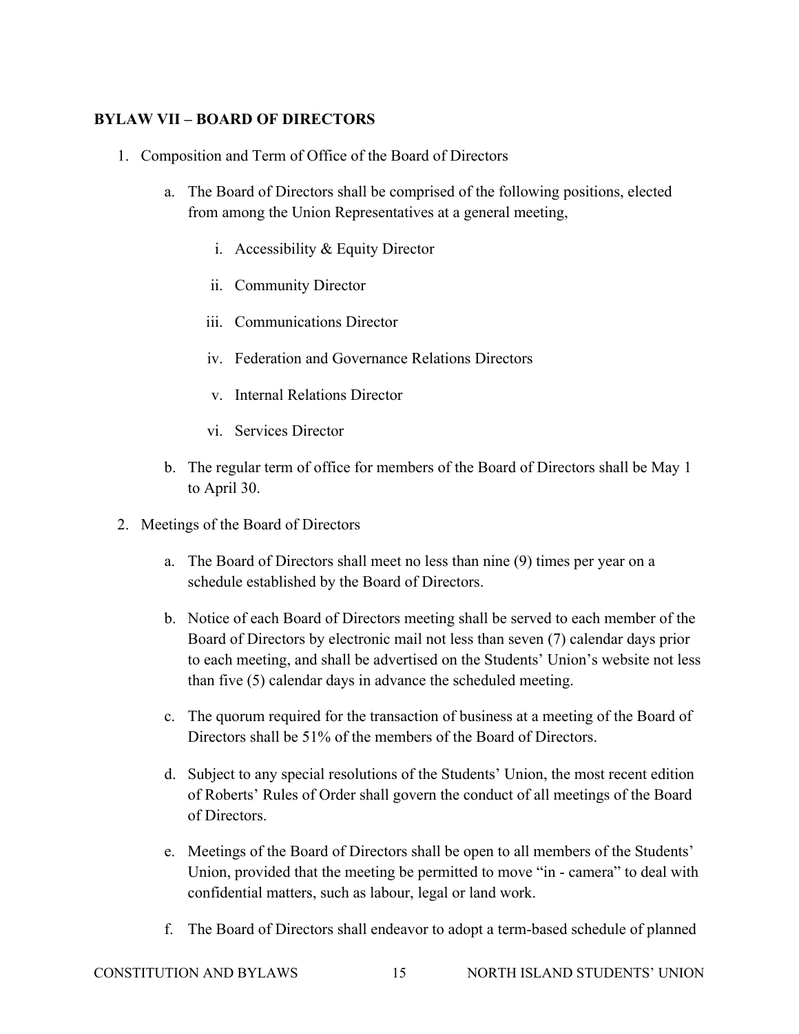**BYLAW VII – BOARD OF DIRECTORS**

1. Composition and Term of Office of the Board of Directors

    a. The Board of Directors shall be comprised of the following positions, elected from among the Union Representatives at a general meeting,

        i. Accessibility & Equity Director

        ii. Community Director

        iii. Communications Director

        iv. Federation and Governance Relations Directors

        v. Internal Relations Director

        vi. Services Director

    b. The regular term of office for members of the Board of Directors shall be May 1 to April 30.

2. Meetings of the Board of Directors

    a. The Board of Directors shall meet no less than nine (9) times per year on a schedule established by the Board of Directors.

    b. Notice of each Board of Directors meeting shall be served to each member of the Board of Directors by electronic mail not less than seven (7) calendar days prior to each meeting, and shall be advertised on the Students' Union's website not less than five (5) calendar days in advance the scheduled meeting.

    c. The quorum required for the transaction of business at a meeting of the Board of Directors shall be 51% of the members of the Board of Directors.

    d. Subject to any special resolutions of the Students' Union, the most recent edition of Roberts' Rules of Order shall govern the conduct of all meetings of the Board of Directors.

    e. Meetings of the Board of Directors shall be open to all members of the Students' Union, provided that the meeting be permitted to move "in - camera" to deal with confidential matters, such as labour, legal or land work.

    f. The Board of Directors shall endeavor to adopt a term-based schedule of planned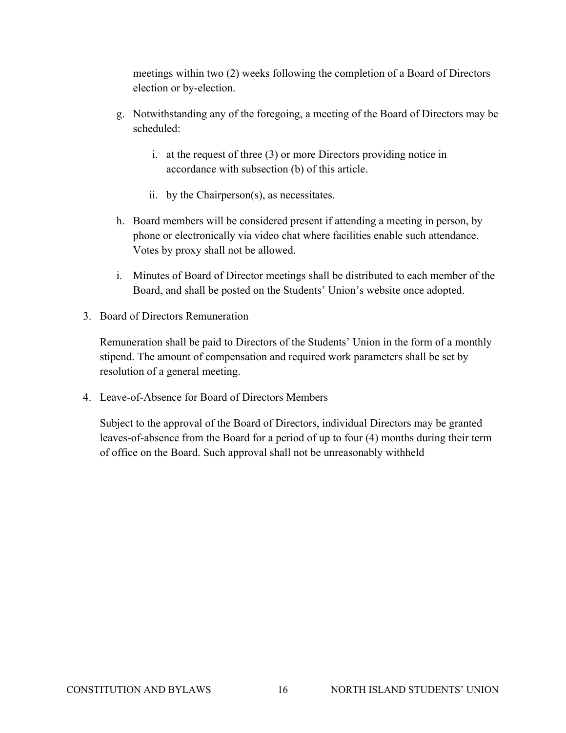meetings within two (2) weeks following the completion of a Board of Directors election or by-election.

g. Notwithstanding any of the foregoing, a meeting of the Board of Directors may be scheduled:

   i. at the request of three (3) or more Directors providing notice in accordance with subsection (b) of this article.

   ii. by the Chairperson(s), as necessitates.

h. Board members will be considered present if attending a meeting in person, by phone or electronically via video chat where facilities enable such attendance. Votes by proxy shall not be allowed.

i. Minutes of Board of Director meetings shall be distributed to each member of the Board, and shall be posted on the Students' Union's website once adopted.

3. Board of Directors Remuneration

   Remuneration shall be paid to Directors of the Students' Union in the form of a monthly stipend. The amount of compensation and required work parameters shall be set by resolution of a general meeting.

4. Leave-of-Absence for Board of Directors Members

   Subject to the approval of the Board of Directors, individual Directors may be granted leaves-of-absence from the Board for a period of up to four (4) months during their term of office on the Board. Such approval shall not be unreasonably withheld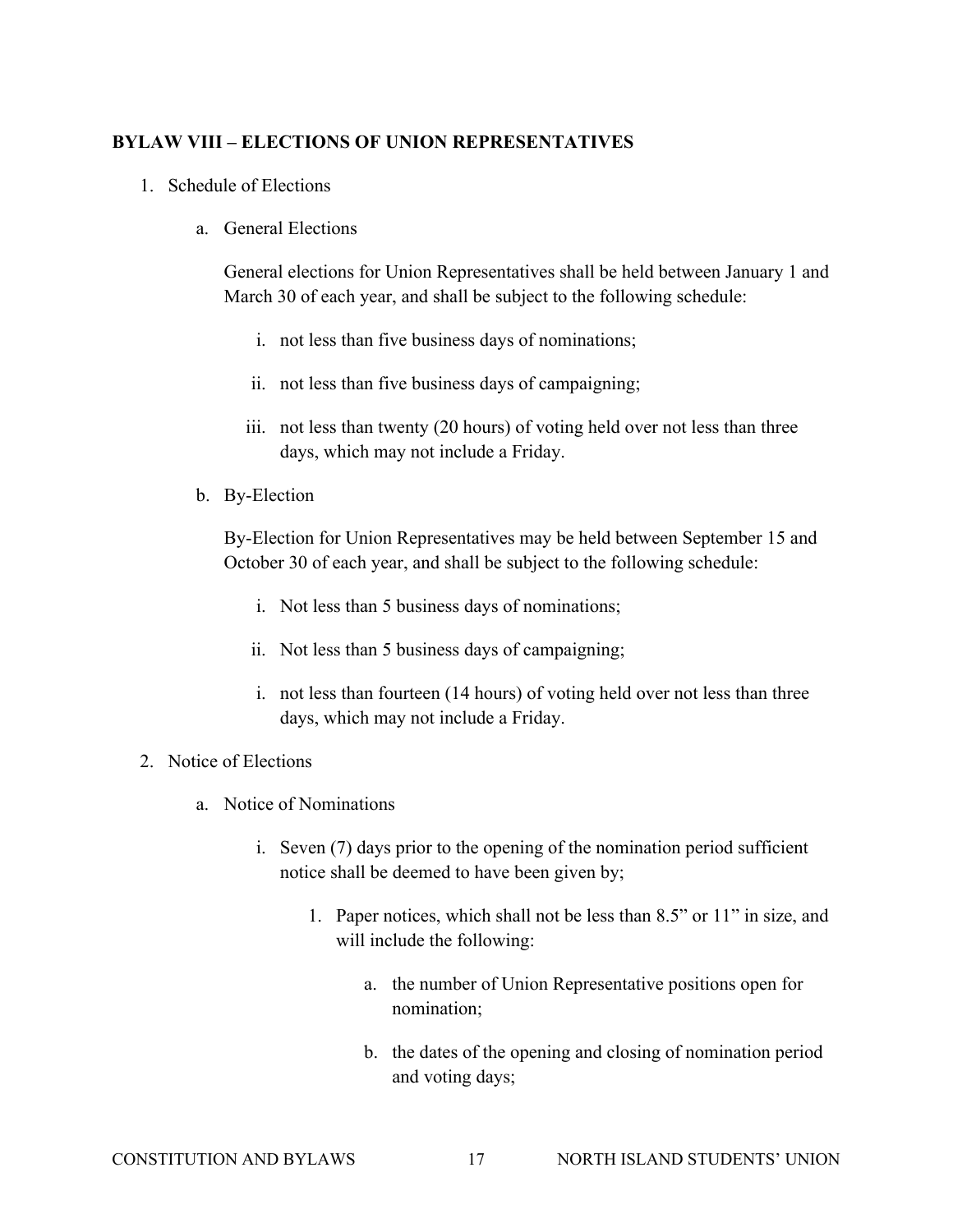**BYLAW VIII – ELECTIONS OF UNION REPRESENTATIVES**

1. Schedule of Elections

    a. General Elections

        General elections for Union Representatives shall be held between January 1 and March 30 of each year, and shall be subject to the following schedule:

        i. not less than five business days of nominations;

        ii. not less than five business days of campaigning;

        iii. not less than twenty (20 hours) of voting held over not less than three days, which may not include a Friday.

    b. By-Election

        By-Election for Union Representatives may be held between September 15 and October 30 of each year, and shall be subject to the following schedule:

        i. Not less than 5 business days of nominations;

        ii. Not less than 5 business days of campaigning;

        i. not less than fourteen (14 hours) of voting held over not less than three days, which may not include a Friday.

2. Notice of Elections

    a. Notice of Nominations

        i. Seven (7) days prior to the opening of the nomination period sufficient notice shall be deemed to have been given by;

            1. Paper notices, which shall not be less than 8.5" or 11" in size, and will include the following:

                a. the number of Union Representative positions open for nomination;

                b. the dates of the opening and closing of nomination period and voting days;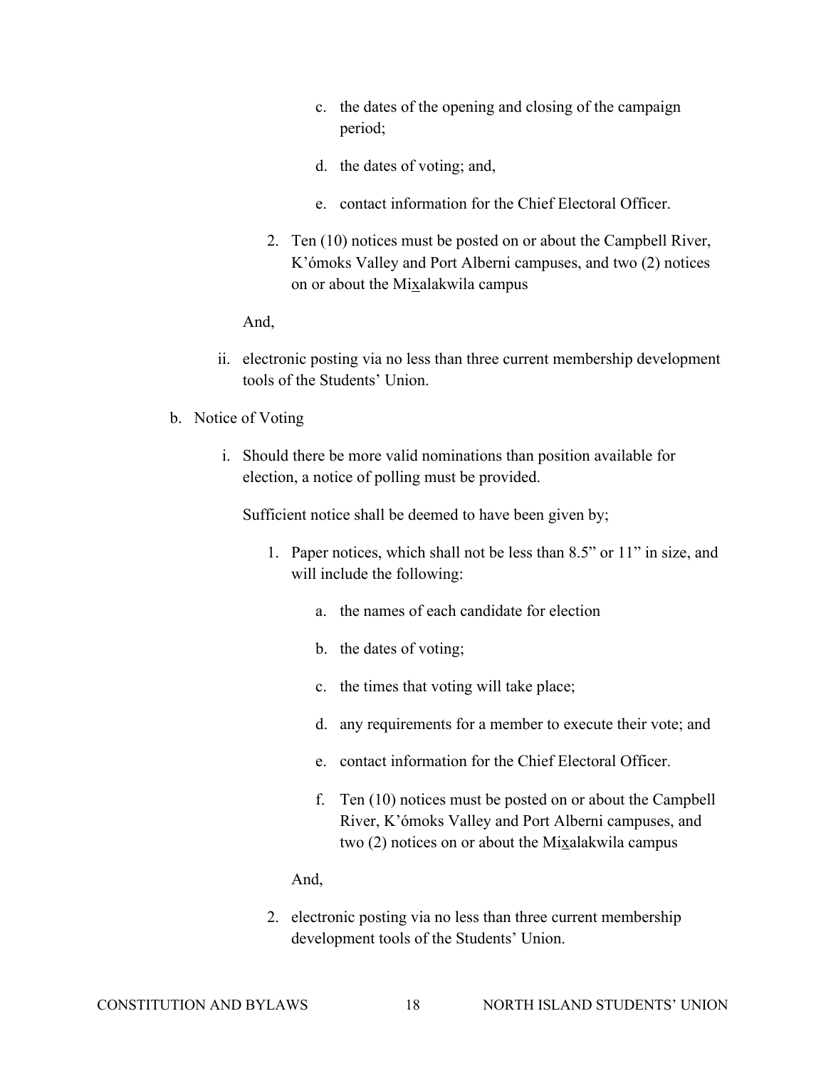c. the dates of the opening and closing of the campaign period;

d. the dates of voting; and,

e. contact information for the Chief Electoral Officer.

2. Ten (10) notices must be posted on or about the Campbell River, K'ómoks Valley and Port Alberni campuses, and two (2) notices on or about the Mixalakwila campus

And,

ii. electronic posting via no less than three current membership development tools of the Students' Union.

b. Notice of Voting

i. Should there be more valid nominations than position available for election, a notice of polling must be provided.

Sufficient notice shall be deemed to have been given by;

1. Paper notices, which shall not be less than 8.5" or 11" in size, and will include the following:

   a. the names of each candidate for election

   b. the dates of voting;

   c. the times that voting will take place;

   d. any requirements for a member to execute their vote; and

   e. contact information for the Chief Electoral Officer.

   f. Ten (10) notices must be posted on or about the Campbell River, K'ómoks Valley and Port Alberni campuses, and two (2) notices on or about the Mixalakwila campus

And,

2. electronic posting via no less than three current membership development tools of the Students' Union.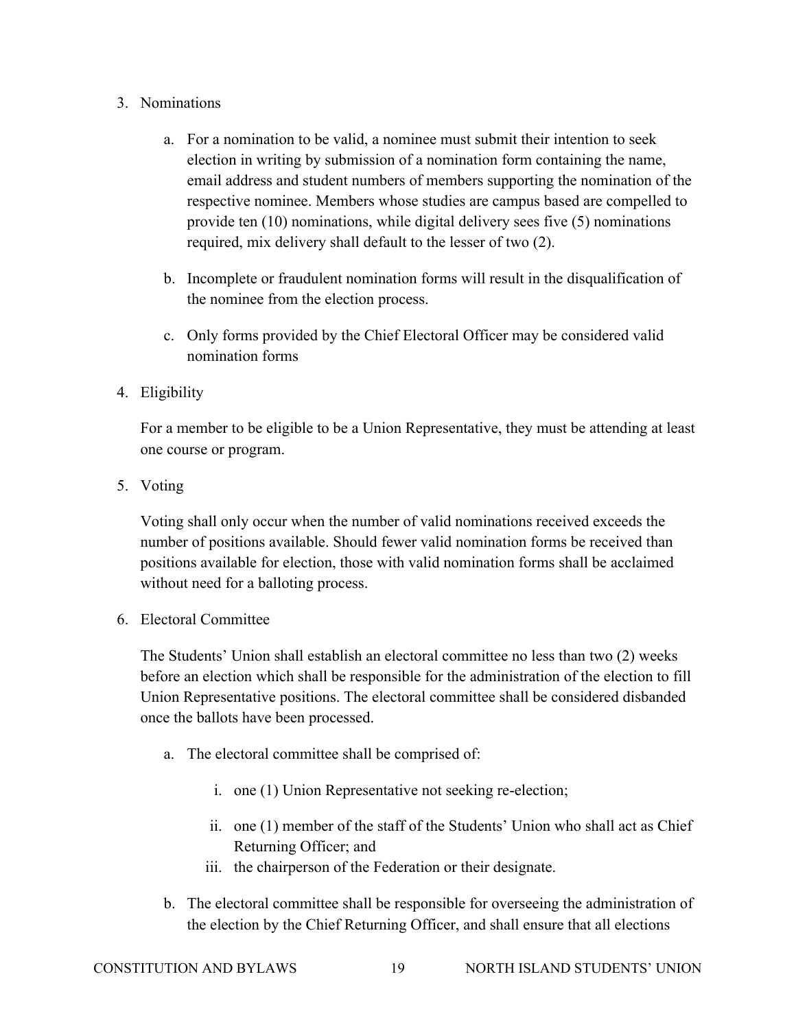3. Nominations

    a. For a nomination to be valid, a nominee must submit their intention to seek election in writing by submission of a nomination form containing the name, email address and student numbers of members supporting the nomination of the respective nominee. Members whose studies are campus based are compelled to provide ten (10) nominations, while digital delivery sees five (5) nominations required, mix delivery shall default to the lesser of two (2).

    b. Incomplete or fraudulent nomination forms will result in the disqualification of the nominee from the election process.

    c. Only forms provided by the Chief Electoral Officer may be considered valid nomination forms

4. Eligibility

    For a member to be eligible to be a Union Representative, they must be attending at least one course or program.

5. Voting

    Voting shall only occur when the number of valid nominations received exceeds the number of positions available. Should fewer valid nomination forms be received than positions available for election, those with valid nomination forms shall be acclaimed without need for a balloting process.

6. Electoral Committee

    The Students' Union shall establish an electoral committee no less than two (2) weeks before an election which shall be responsible for the administration of the election to fill Union Representative positions. The electoral committee shall be considered disbanded once the ballots have been processed.

    a. The electoral committee shall be comprised of:

        i. one (1) Union Representative not seeking re-election;

        ii. one (1) member of the staff of the Students' Union who shall act as Chief Returning Officer; and

        iii. the chairperson of the Federation or their designate.

    b. The electoral committee shall be responsible for overseeing the administration of the election by the Chief Returning Officer, and shall ensure that all elections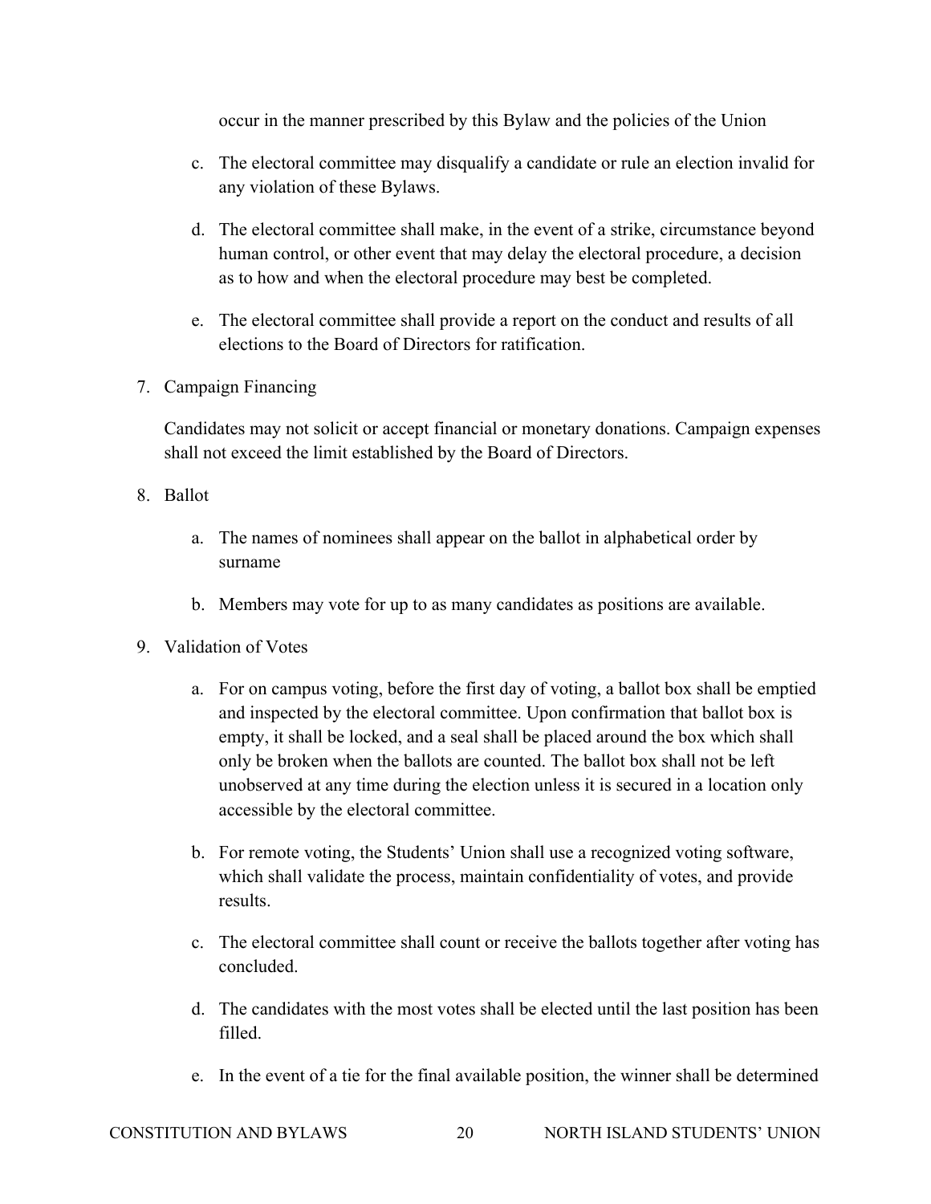occur in the manner prescribed by this Bylaw and the policies of the Union

c. The electoral committee may disqualify a candidate or rule an election invalid for any violation of these Bylaws.

d. The electoral committee shall make, in the event of a strike, circumstance beyond human control, or other event that may delay the electoral procedure, a decision as to how and when the electoral procedure may best be completed.

e. The electoral committee shall provide a report on the conduct and results of all elections to the Board of Directors for ratification.

7. Campaign Financing

   Candidates may not solicit or accept financial or monetary donations. Campaign expenses shall not exceed the limit established by the Board of Directors.

8. Ballot

   a. The names of nominees shall appear on the ballot in alphabetical order by surname

   b. Members may vote for up to as many candidates as positions are available.

9. Validation of Votes

   a. For on campus voting, before the first day of voting, a ballot box shall be emptied and inspected by the electoral committee. Upon confirmation that ballot box is empty, it shall be locked, and a seal shall be placed around the box which shall only be broken when the ballots are counted. The ballot box shall not be left unobserved at any time during the election unless it is secured in a location only accessible by the electoral committee.

   b. For remote voting, the Students' Union shall use a recognized voting software, which shall validate the process, maintain confidentiality of votes, and provide results.

   c. The electoral committee shall count or receive the ballots together after voting has concluded.

   d. The candidates with the most votes shall be elected until the last position has been filled.

   e. In the event of a tie for the final available position, the winner shall be determined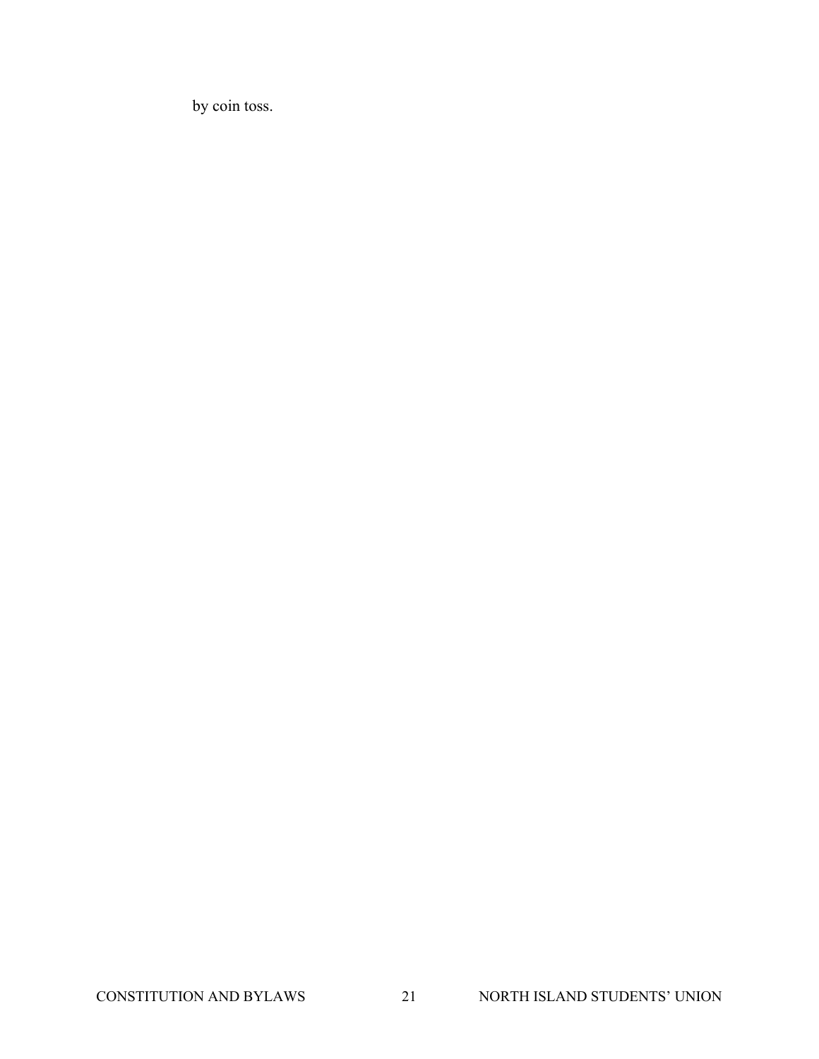by coin toss.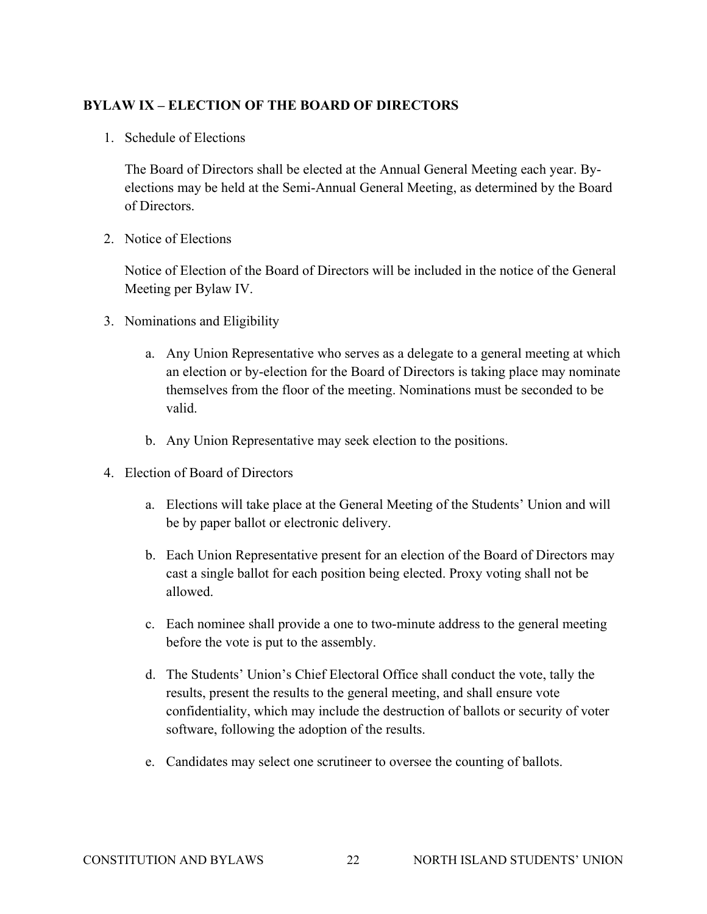## BYLAW IX – ELECTION OF THE BOARD OF DIRECTORS

1. Schedule of Elections

   The Board of Directors shall be elected at the Annual General Meeting each year. By-elections may be held at the Semi-Annual General Meeting, as determined by the Board of Directors.

2. Notice of Elections

   Notice of Election of the Board of Directors will be included in the notice of the General Meeting per Bylaw IV.

3. Nominations and Eligibility

   a. Any Union Representative who serves as a delegate to a general meeting at which an election or by-election for the Board of Directors is taking place may nominate themselves from the floor of the meeting. Nominations must be seconded to be valid.

   b. Any Union Representative may seek election to the positions.

4. Election of Board of Directors

   a. Elections will take place at the General Meeting of the Students' Union and will be by paper ballot or electronic delivery.

   b. Each Union Representative present for an election of the Board of Directors may cast a single ballot for each position being elected. Proxy voting shall not be allowed.

   c. Each nominee shall provide a one to two-minute address to the general meeting before the vote is put to the assembly.

   d. The Students' Union's Chief Electoral Office shall conduct the vote, tally the results, present the results to the general meeting, and shall ensure vote confidentiality, which may include the destruction of ballots or security of voter software, following the adoption of the results.

   e. Candidates may select one scrutineer to oversee the counting of ballots.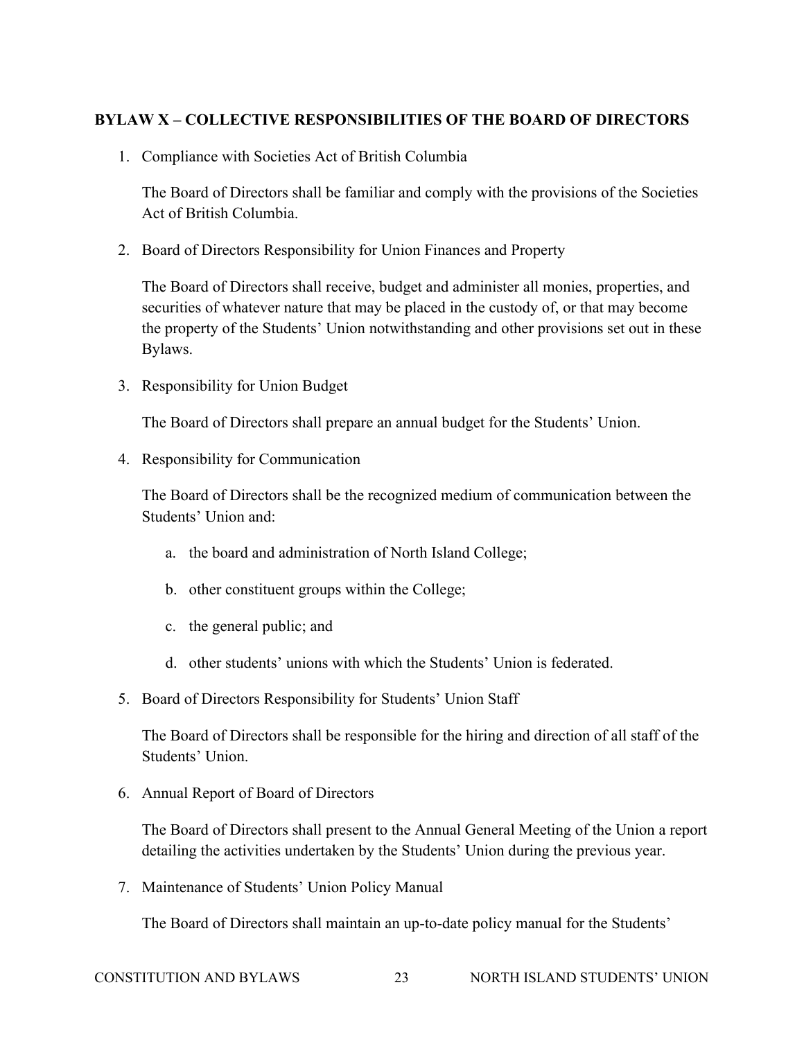## BYLAW X – COLLECTIVE RESPONSIBILITIES OF THE BOARD OF DIRECTORS

1. Compliance with Societies Act of British Columbia

   The Board of Directors shall be familiar and comply with the provisions of the Societies Act of British Columbia.

2. Board of Directors Responsibility for Union Finances and Property

   The Board of Directors shall receive, budget and administer all monies, properties, and securities of whatever nature that may be placed in the custody of, or that may become the property of the Students' Union notwithstanding and other provisions set out in these Bylaws.

3. Responsibility for Union Budget

   The Board of Directors shall prepare an annual budget for the Students' Union.

4. Responsibility for Communication

   The Board of Directors shall be the recognized medium of communication between the Students' Union and:

   a. the board and administration of North Island College;

   b. other constituent groups within the College;

   c. the general public; and

   d. other students' unions with which the Students' Union is federated.

5. Board of Directors Responsibility for Students' Union Staff

   The Board of Directors shall be responsible for the hiring and direction of all staff of the Students' Union.

6. Annual Report of Board of Directors

   The Board of Directors shall present to the Annual General Meeting of the Union a report detailing the activities undertaken by the Students' Union during the previous year.

7. Maintenance of Students' Union Policy Manual

   The Board of Directors shall maintain an up-to-date policy manual for the Students'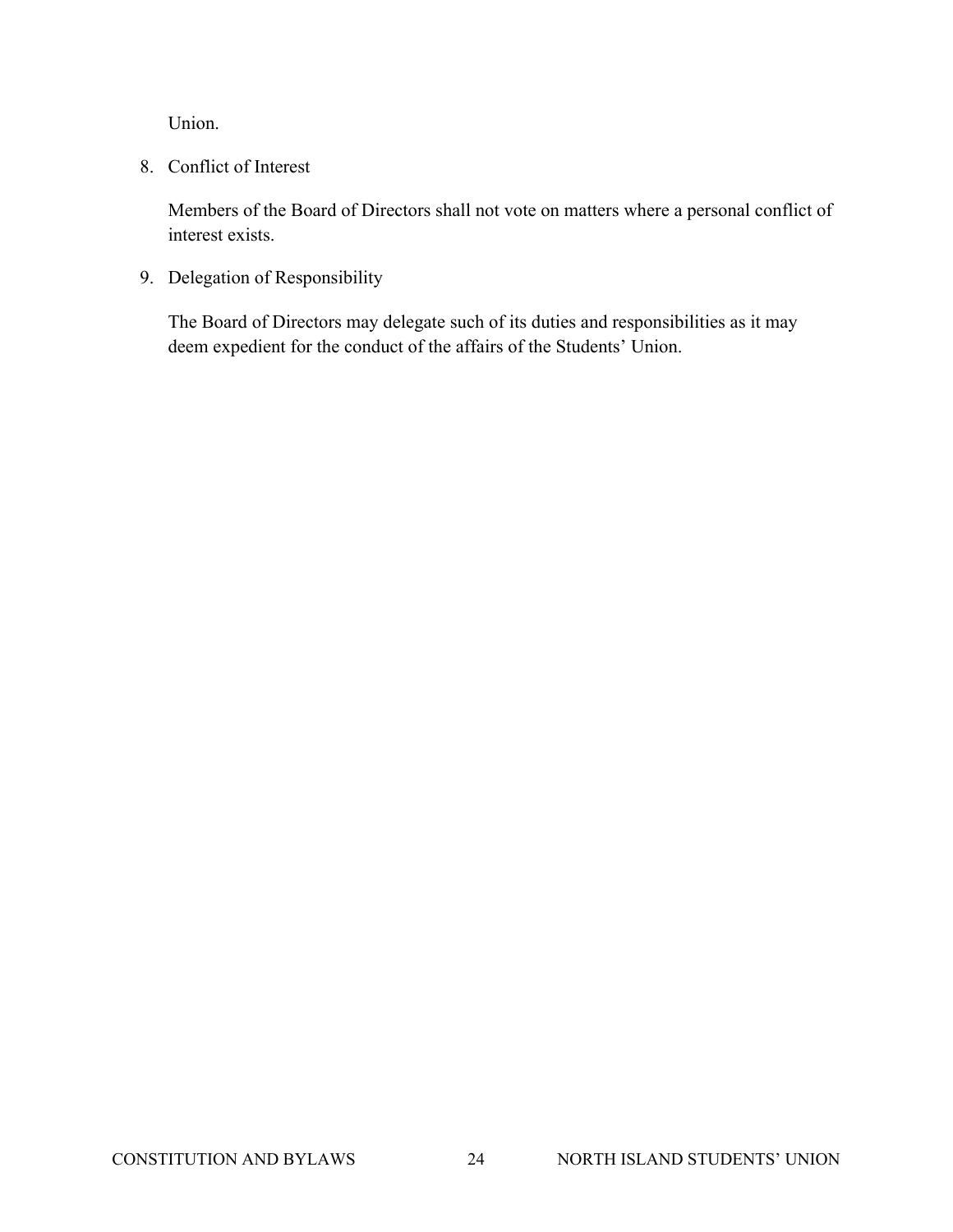Union.

8. Conflict of Interest

   Members of the Board of Directors shall not vote on matters where a personal conflict of interest exists.

9. Delegation of Responsibility

   The Board of Directors may delegate such of its duties and responsibilities as it may deem expedient for the conduct of the affairs of the Students' Union.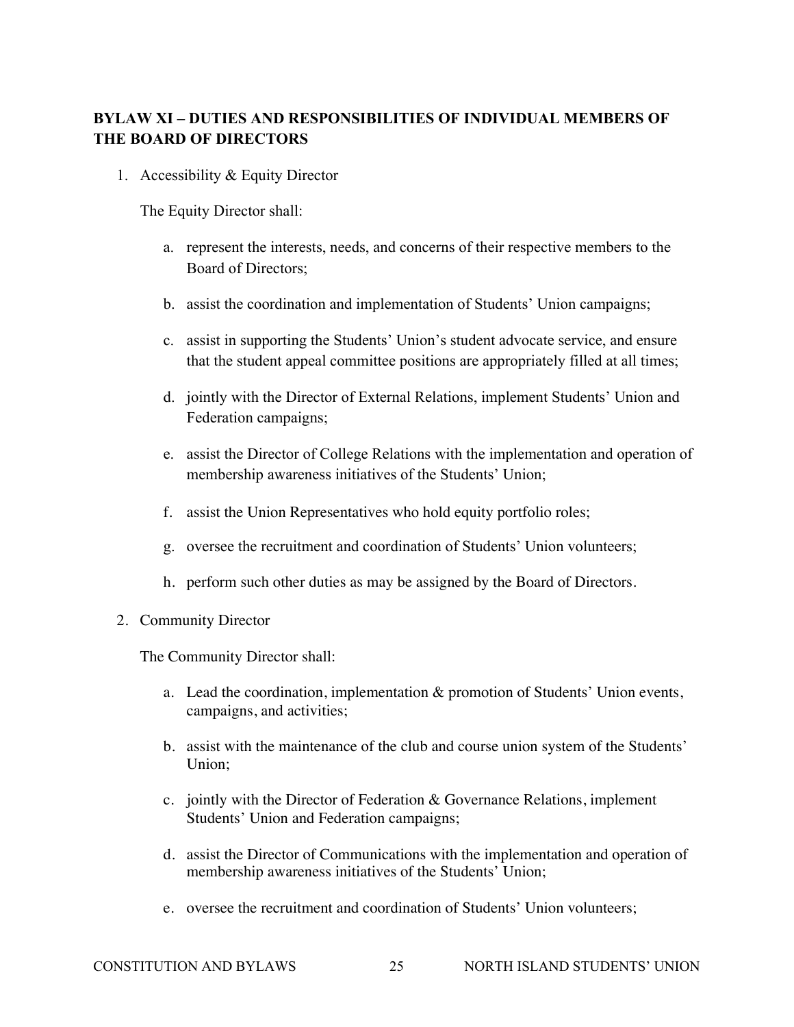## BYLAW XI – DUTIES AND RESPONSIBILITIES OF INDIVIDUAL MEMBERS OF THE BOARD OF DIRECTORS

1. Accessibility & Equity Director

   The Equity Director shall:

   a. represent the interests, needs, and concerns of their respective members to the Board of Directors;

   b. assist the coordination and implementation of Students' Union campaigns;

   c. assist in supporting the Students' Union's student advocate service, and ensure that the student appeal committee positions are appropriately filled at all times;

   d. jointly with the Director of External Relations, implement Students' Union and Federation campaigns;

   e. assist the Director of College Relations with the implementation and operation of membership awareness initiatives of the Students' Union;

   f. assist the Union Representatives who hold equity portfolio roles;

   g. oversee the recruitment and coordination of Students' Union volunteers;

   h. perform such other duties as may be assigned by the Board of Directors.

2. Community Director

   The Community Director shall:

   a. Lead the coordination, implementation & promotion of Students' Union events, campaigns, and activities;

   b. assist with the maintenance of the club and course union system of the Students' Union;

   c. jointly with the Director of Federation & Governance Relations, implement Students' Union and Federation campaigns;

   d. assist the Director of Communications with the implementation and operation of membership awareness initiatives of the Students' Union;

   e. oversee the recruitment and coordination of Students' Union volunteers;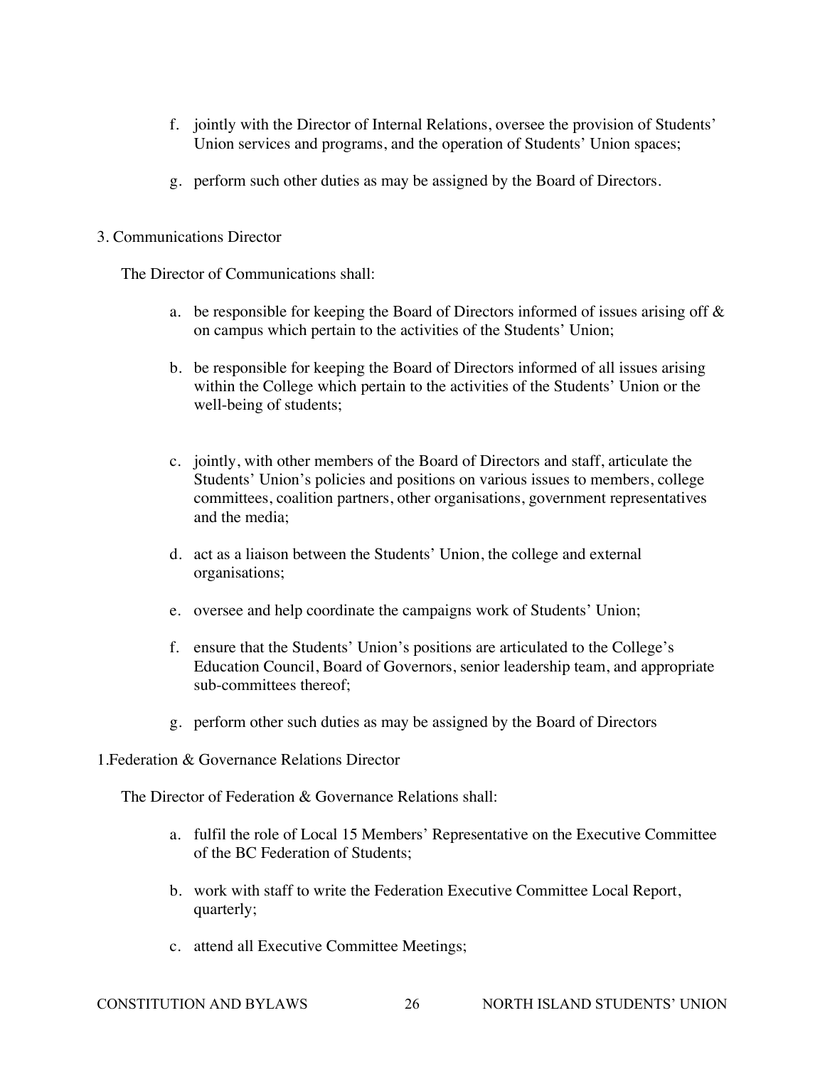f. jointly with the Director of Internal Relations, oversee the provision of Students' Union services and programs, and the operation of Students' Union spaces;

g. perform such other duties as may be assigned by the Board of Directors.

3. Communications Director

The Director of Communications shall:

a. be responsible for keeping the Board of Directors informed of issues arising off & on campus which pertain to the activities of the Students' Union;

b. be responsible for keeping the Board of Directors informed of all issues arising within the College which pertain to the activities of the Students' Union or the well-being of students;

c. jointly, with other members of the Board of Directors and staff, articulate the Students' Union's policies and positions on various issues to members, college committees, coalition partners, other organisations, government representatives and the media;

d. act as a liaison between the Students' Union, the college and external organisations;

e. oversee and help coordinate the campaigns work of Students' Union;

f. ensure that the Students' Union's positions are articulated to the College's Education Council, Board of Governors, senior leadership team, and appropriate sub-committees thereof;

g. perform other such duties as may be assigned by the Board of Directors

1.Federation & Governance Relations Director

The Director of Federation & Governance Relations shall:

a. fulfil the role of Local 15 Members' Representative on the Executive Committee of the BC Federation of Students;

b. work with staff to write the Federation Executive Committee Local Report, quarterly;

c. attend all Executive Committee Meetings;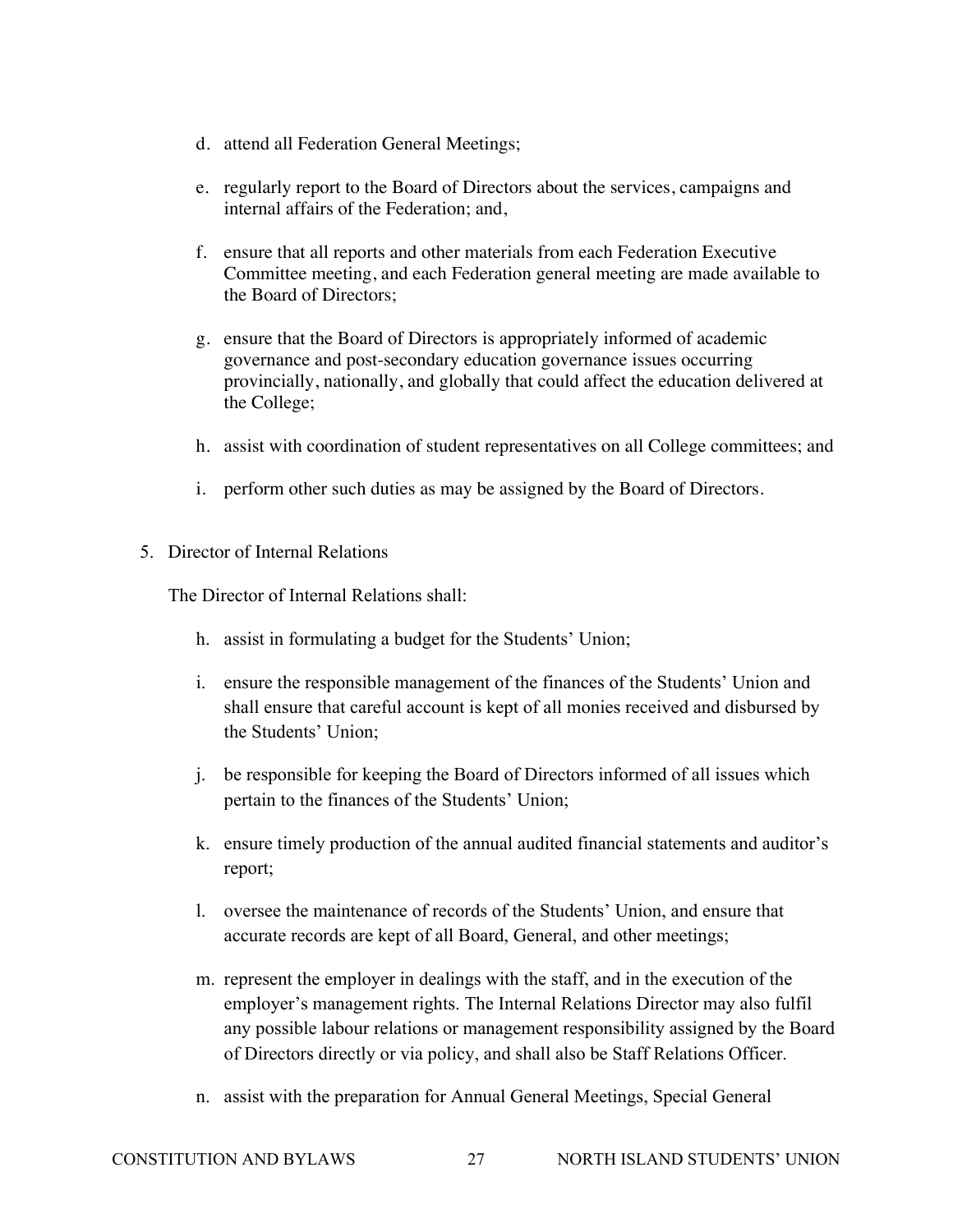d. attend all Federation General Meetings;

e. regularly report to the Board of Directors about the services, campaigns and internal affairs of the Federation; and,

f. ensure that all reports and other materials from each Federation Executive Committee meeting, and each Federation general meeting are made available to the Board of Directors;

g. ensure that the Board of Directors is appropriately informed of academic governance and post-secondary education governance issues occurring provincially, nationally, and globally that could affect the education delivered at the College;

h. assist with coordination of student representatives on all College committees; and

i. perform other such duties as may be assigned by the Board of Directors.

5. Director of Internal Relations

The Director of Internal Relations shall:

h. assist in formulating a budget for the Students' Union;

i. ensure the responsible management of the finances of the Students' Union and shall ensure that careful account is kept of all monies received and disbursed by the Students' Union;

j. be responsible for keeping the Board of Directors informed of all issues which pertain to the finances of the Students' Union;

k. ensure timely production of the annual audited financial statements and auditor's report;

l. oversee the maintenance of records of the Students' Union, and ensure that accurate records are kept of all Board, General, and other meetings;

m. represent the employer in dealings with the staff, and in the execution of the employer's management rights. The Internal Relations Director may also fulfil any possible labour relations or management responsibility assigned by the Board of Directors directly or via policy, and shall also be Staff Relations Officer.

n. assist with the preparation for Annual General Meetings, Special General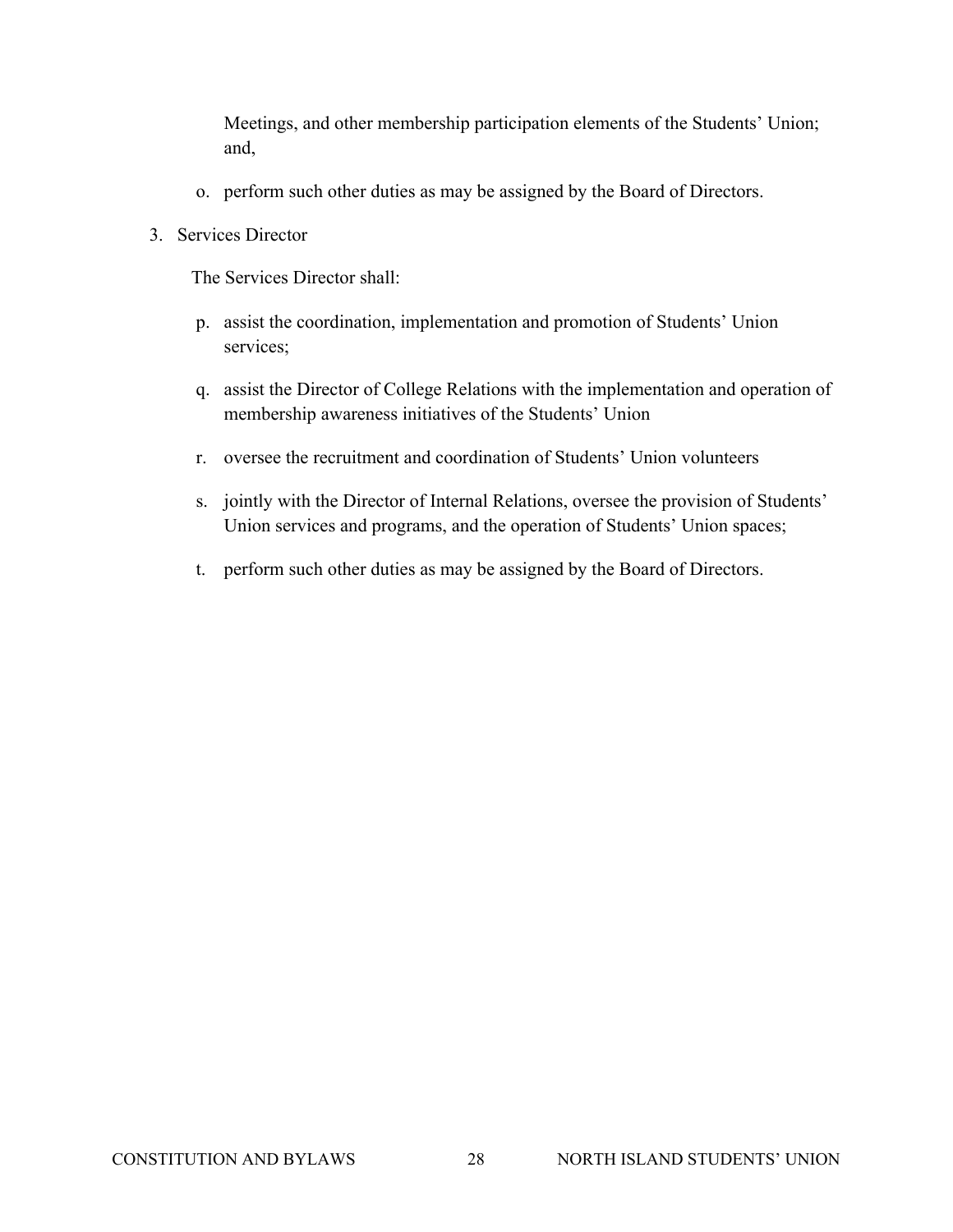Meetings, and other membership participation elements of the Students' Union; and,

o. perform such other duties as may be assigned by the Board of Directors.

3. Services Director

The Services Director shall:

p. assist the coordination, implementation and promotion of Students' Union services;

q. assist the Director of College Relations with the implementation and operation of membership awareness initiatives of the Students' Union

r. oversee the recruitment and coordination of Students' Union volunteers

s. jointly with the Director of Internal Relations, oversee the provision of Students' Union services and programs, and the operation of Students' Union spaces;

t. perform such other duties as may be assigned by the Board of Directors.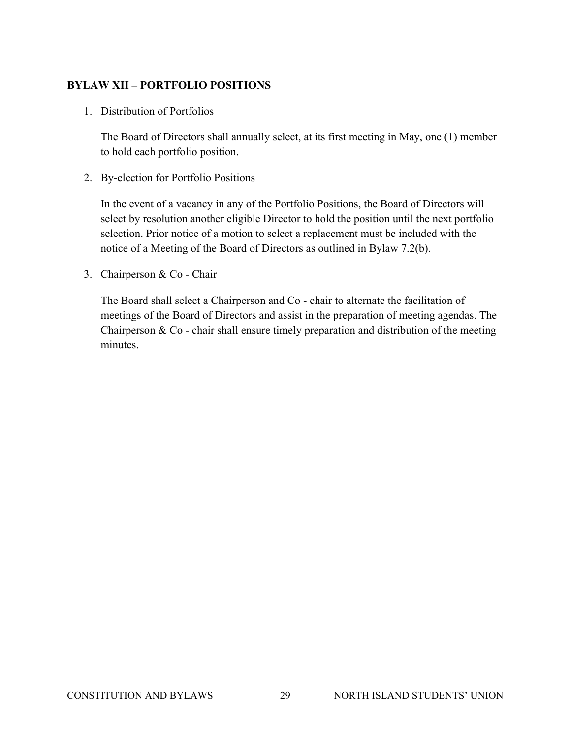**BYLAW XII – PORTFOLIO POSITIONS**

1. Distribution of Portfolios

   The Board of Directors shall annually select, at its first meeting in May, one (1) member to hold each portfolio position.

2. By-election for Portfolio Positions

   In the event of a vacancy in any of the Portfolio Positions, the Board of Directors will select by resolution another eligible Director to hold the position until the next portfolio selection. Prior notice of a motion to select a replacement must be included with the notice of a Meeting of the Board of Directors as outlined in Bylaw 7.2(b).

3. Chairperson & Co - Chair

   The Board shall select a Chairperson and Co - chair to alternate the facilitation of meetings of the Board of Directors and assist in the preparation of meeting agendas. The Chairperson & Co - chair shall ensure timely preparation and distribution of the meeting minutes.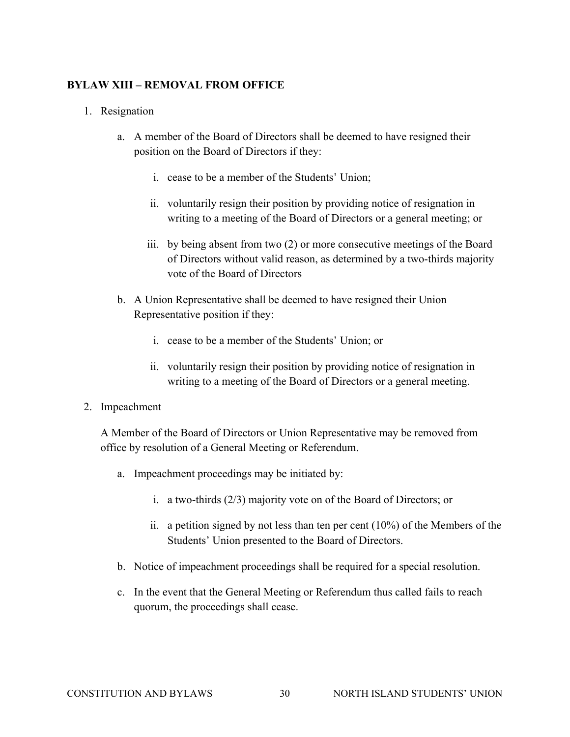## BYLAW XIII – REMOVAL FROM OFFICE

1. Resignation

   a. A member of the Board of Directors shall be deemed to have resigned their position on the Board of Directors if they:

      i. cease to be a member of the Students' Union;

      ii. voluntarily resign their position by providing notice of resignation in writing to a meeting of the Board of Directors or a general meeting; or

      iii. by being absent from two (2) or more consecutive meetings of the Board of Directors without valid reason, as determined by a two-thirds majority vote of the Board of Directors

   b. A Union Representative shall be deemed to have resigned their Union Representative position if they:

      i. cease to be a member of the Students' Union; or

      ii. voluntarily resign their position by providing notice of resignation in writing to a meeting of the Board of Directors or a general meeting.

2. Impeachment

   A Member of the Board of Directors or Union Representative may be removed from office by resolution of a General Meeting or Referendum.

   a. Impeachment proceedings may be initiated by:

      i. a two-thirds (2/3) majority vote on of the Board of Directors; or

      ii. a petition signed by not less than ten per cent (10%) of the Members of the Students' Union presented to the Board of Directors.

   b. Notice of impeachment proceedings shall be required for a special resolution.

   c. In the event that the General Meeting or Referendum thus called fails to reach quorum, the proceedings shall cease.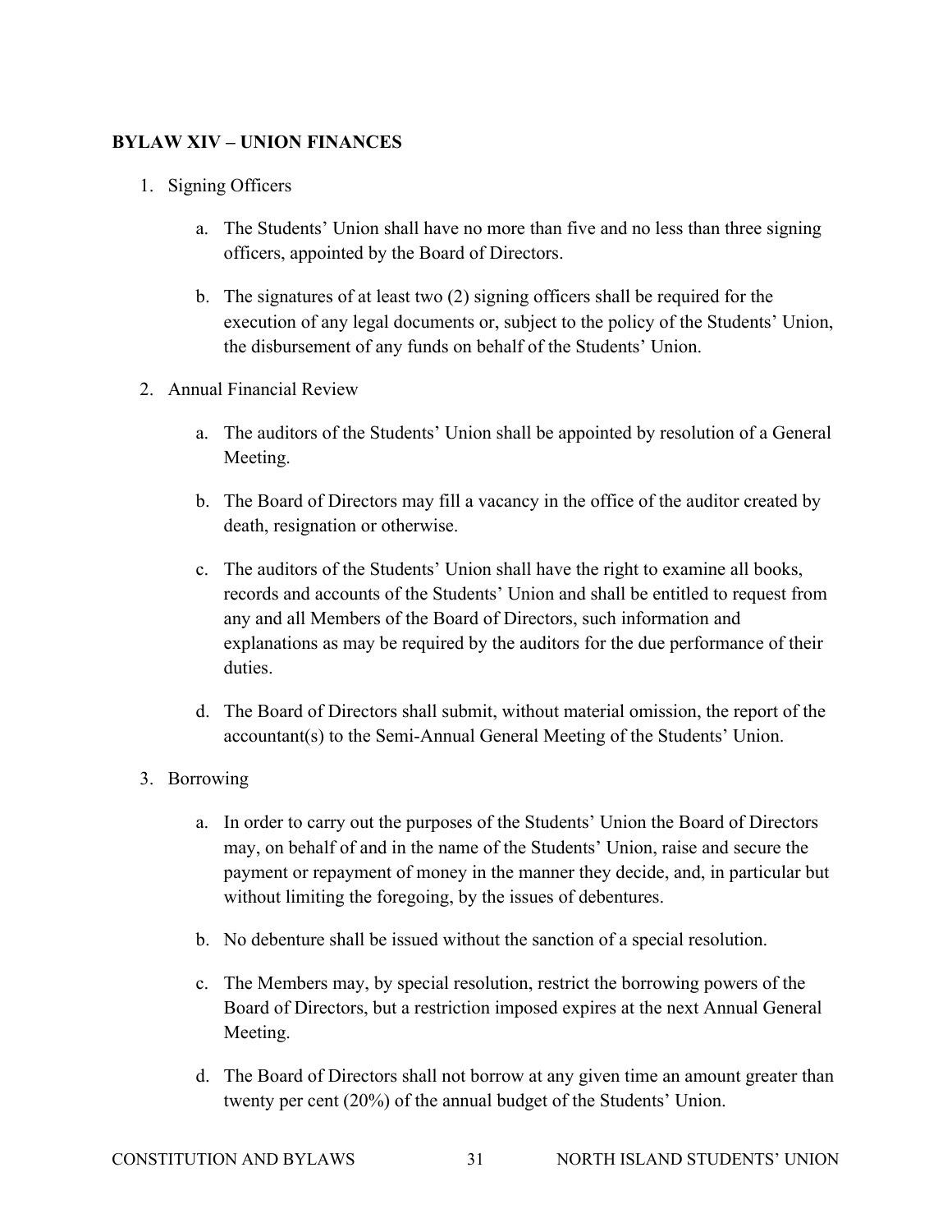**BYLAW XIV – UNION FINANCES**

1. Signing Officers

    a. The Students' Union shall have no more than five and no less than three signing officers, appointed by the Board of Directors.

    b. The signatures of at least two (2) signing officers shall be required for the execution of any legal documents or, subject to the policy of the Students' Union, the disbursement of any funds on behalf of the Students' Union.

2. Annual Financial Review

    a. The auditors of the Students' Union shall be appointed by resolution of a General Meeting.

    b. The Board of Directors may fill a vacancy in the office of the auditor created by death, resignation or otherwise.

    c. The auditors of the Students' Union shall have the right to examine all books, records and accounts of the Students' Union and shall be entitled to request from any and all Members of the Board of Directors, such information and explanations as may be required by the auditors for the due performance of their duties.

    d. The Board of Directors shall submit, without material omission, the report of the accountant(s) to the Semi-Annual General Meeting of the Students' Union.

3. Borrowing

    a. In order to carry out the purposes of the Students' Union the Board of Directors may, on behalf of and in the name of the Students' Union, raise and secure the payment or repayment of money in the manner they decide, and, in particular but without limiting the foregoing, by the issues of debentures.

    b. No debenture shall be issued without the sanction of a special resolution.

    c. The Members may, by special resolution, restrict the borrowing powers of the Board of Directors, but a restriction imposed expires at the next Annual General Meeting.

    d. The Board of Directors shall not borrow at any given time an amount greater than twenty per cent (20%) of the annual budget of the Students' Union.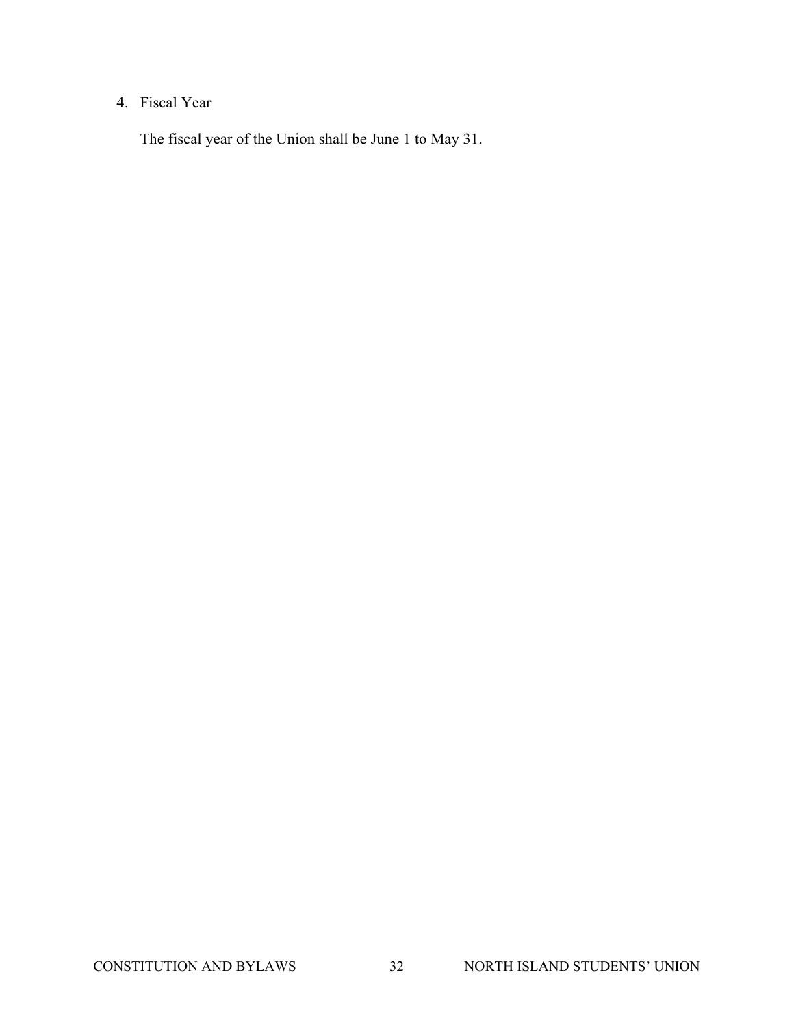4. Fiscal Year

   The fiscal year of the Union shall be June 1 to May 31.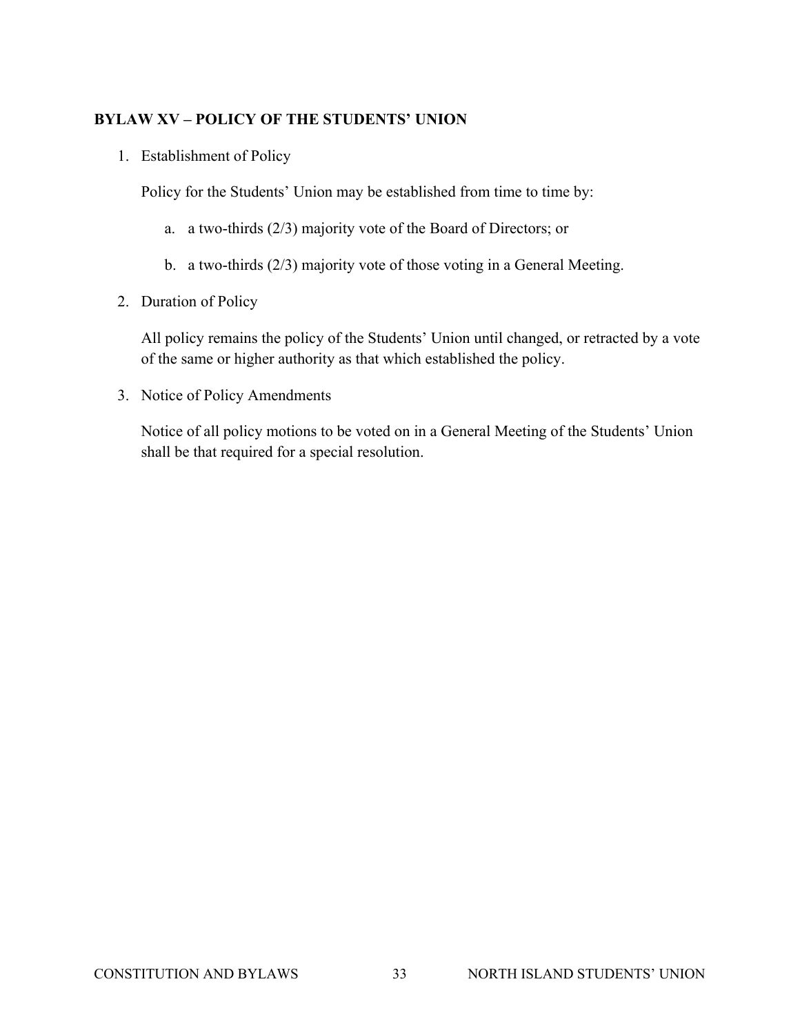## BYLAW XV – POLICY OF THE STUDENTS' UNION

1. Establishment of Policy

   Policy for the Students' Union may be established from time to time by:

   a. a two-thirds (2/3) majority vote of the Board of Directors; or

   b. a two-thirds (2/3) majority vote of those voting in a General Meeting.

2. Duration of Policy

   All policy remains the policy of the Students' Union until changed, or retracted by a vote of the same or higher authority as that which established the policy.

3. Notice of Policy Amendments

   Notice of all policy motions to be voted on in a General Meeting of the Students' Union shall be that required for a special resolution.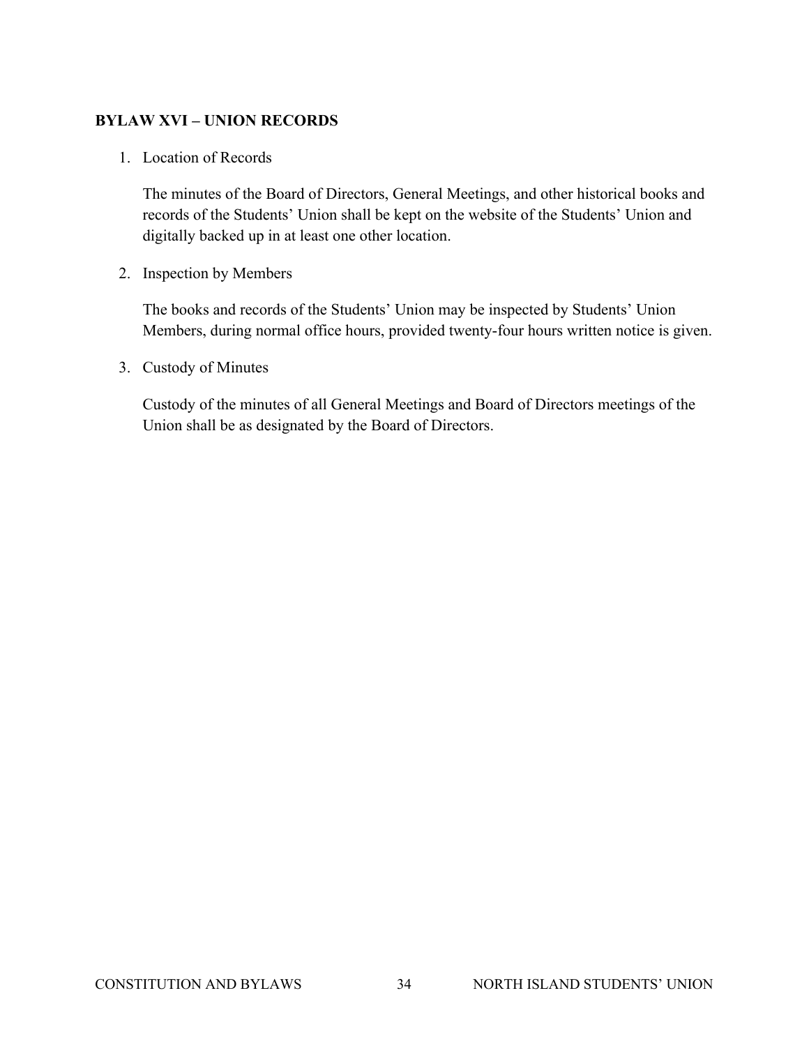## BYLAW XVI – UNION RECORDS

1. Location of Records

   The minutes of the Board of Directors, General Meetings, and other historical books and records of the Students' Union shall be kept on the website of the Students' Union and digitally backed up in at least one other location.

2. Inspection by Members

   The books and records of the Students' Union may be inspected by Students' Union Members, during normal office hours, provided twenty-four hours written notice is given.

3. Custody of Minutes

   Custody of the minutes of all General Meetings and Board of Directors meetings of the Union shall be as designated by the Board of Directors.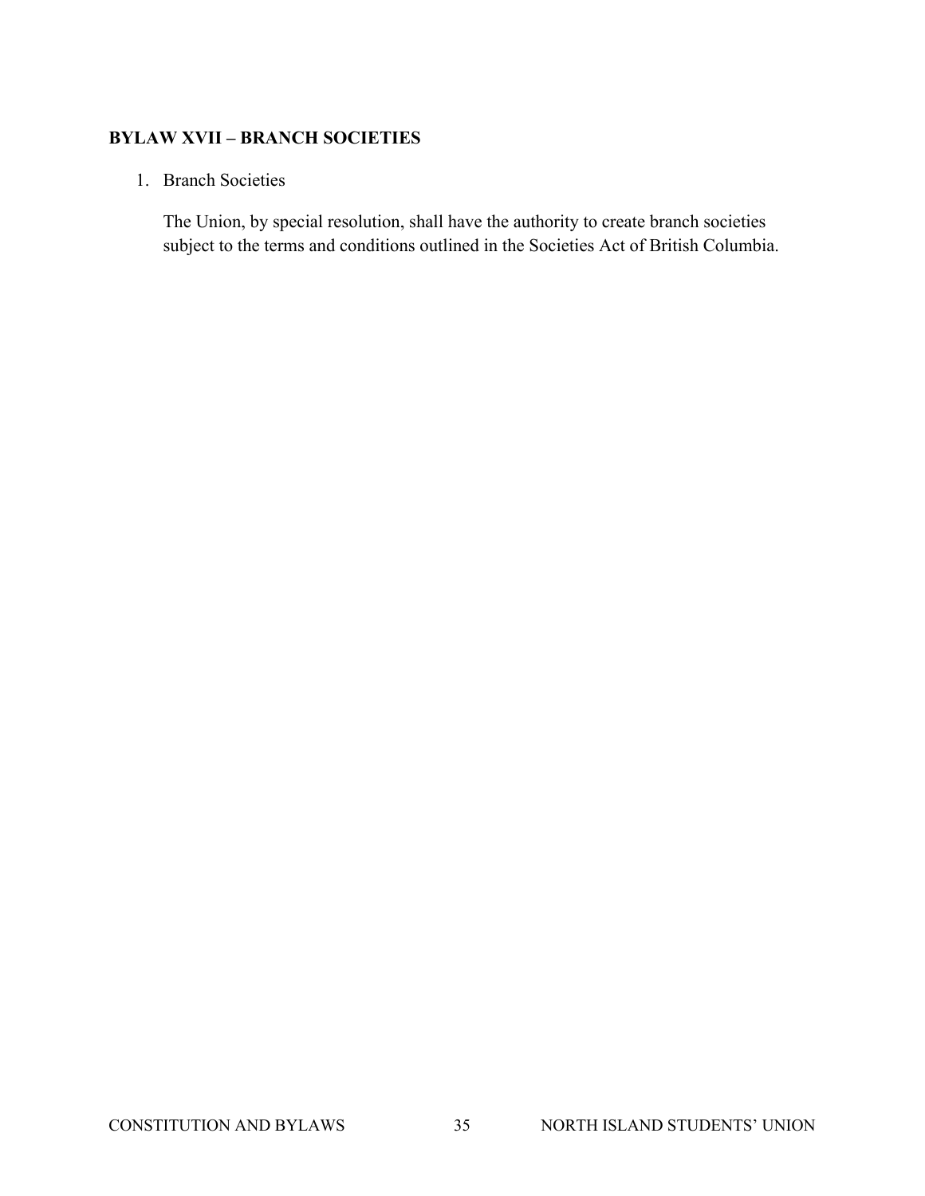## BYLAW XVII – BRANCH SOCIETIES

1. Branch Societies

   The Union, by special resolution, shall have the authority to create branch societies subject to the terms and conditions outlined in the Societies Act of British Columbia.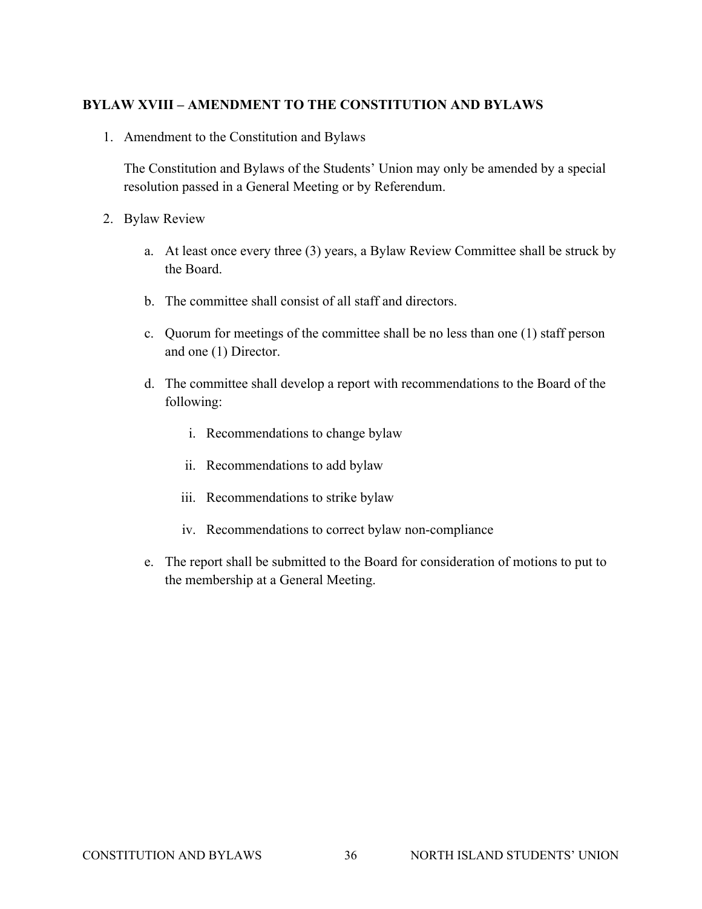## BYLAW XVIII – AMENDMENT TO THE CONSTITUTION AND BYLAWS

1. Amendment to the Constitution and Bylaws

   The Constitution and Bylaws of the Students' Union may only be amended by a special resolution passed in a General Meeting or by Referendum.

2. Bylaw Review

   a. At least once every three (3) years, a Bylaw Review Committee shall be struck by the Board.

   b. The committee shall consist of all staff and directors.

   c. Quorum for meetings of the committee shall be no less than one (1) staff person and one (1) Director.

   d. The committee shall develop a report with recommendations to the Board of the following:

      i. Recommendations to change bylaw

      ii. Recommendations to add bylaw

      iii. Recommendations to strike bylaw

      iv. Recommendations to correct bylaw non-compliance

   e. The report shall be submitted to the Board for consideration of motions to put to the membership at a General Meeting.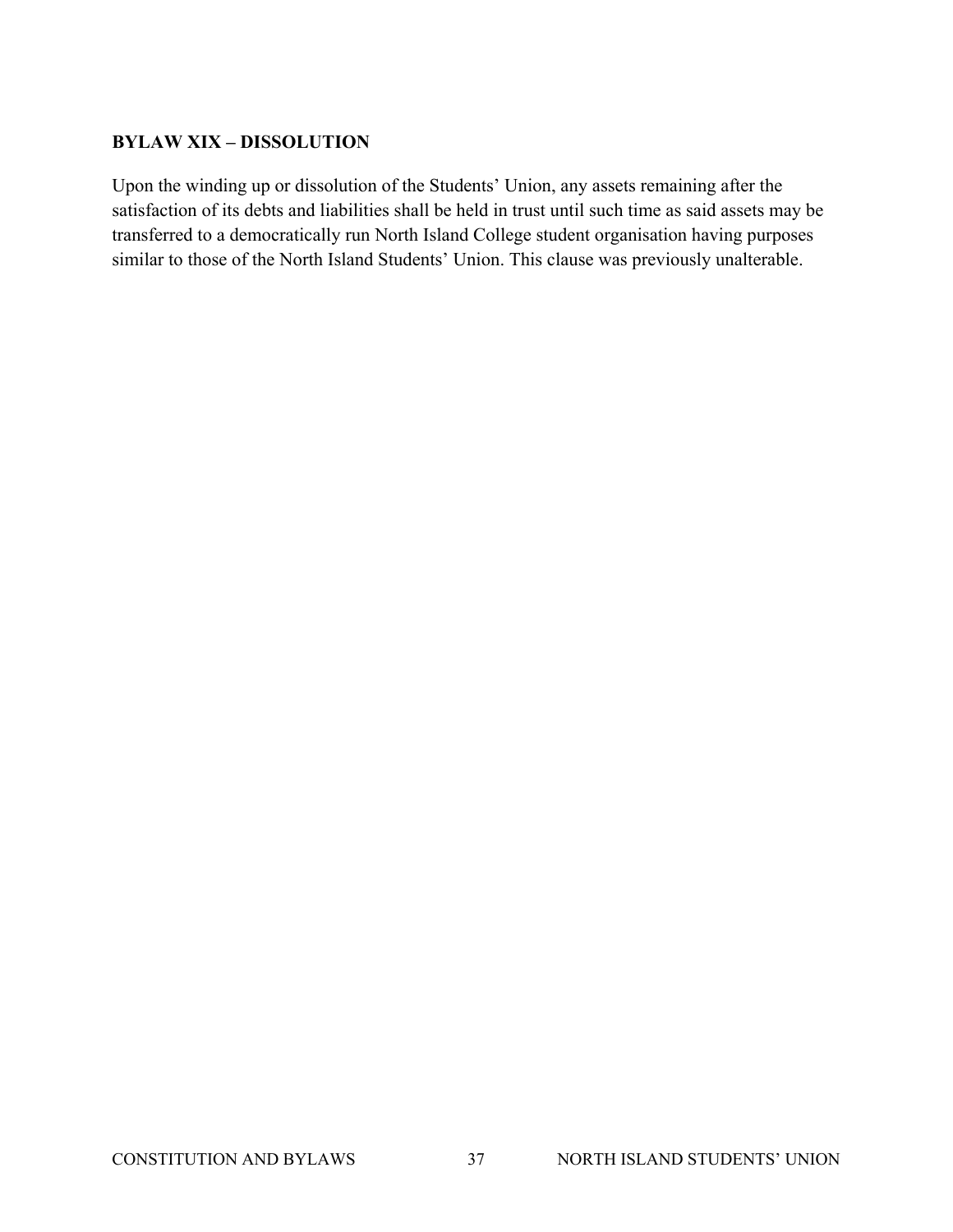### BYLAW XIX – DISSOLUTION

Upon the winding up or dissolution of the Students' Union, any assets remaining after the satisfaction of its debts and liabilities shall be held in trust until such time as said assets may be transferred to a democratically run North Island College student organisation having purposes similar to those of the North Island Students' Union. This clause was previously unalterable.